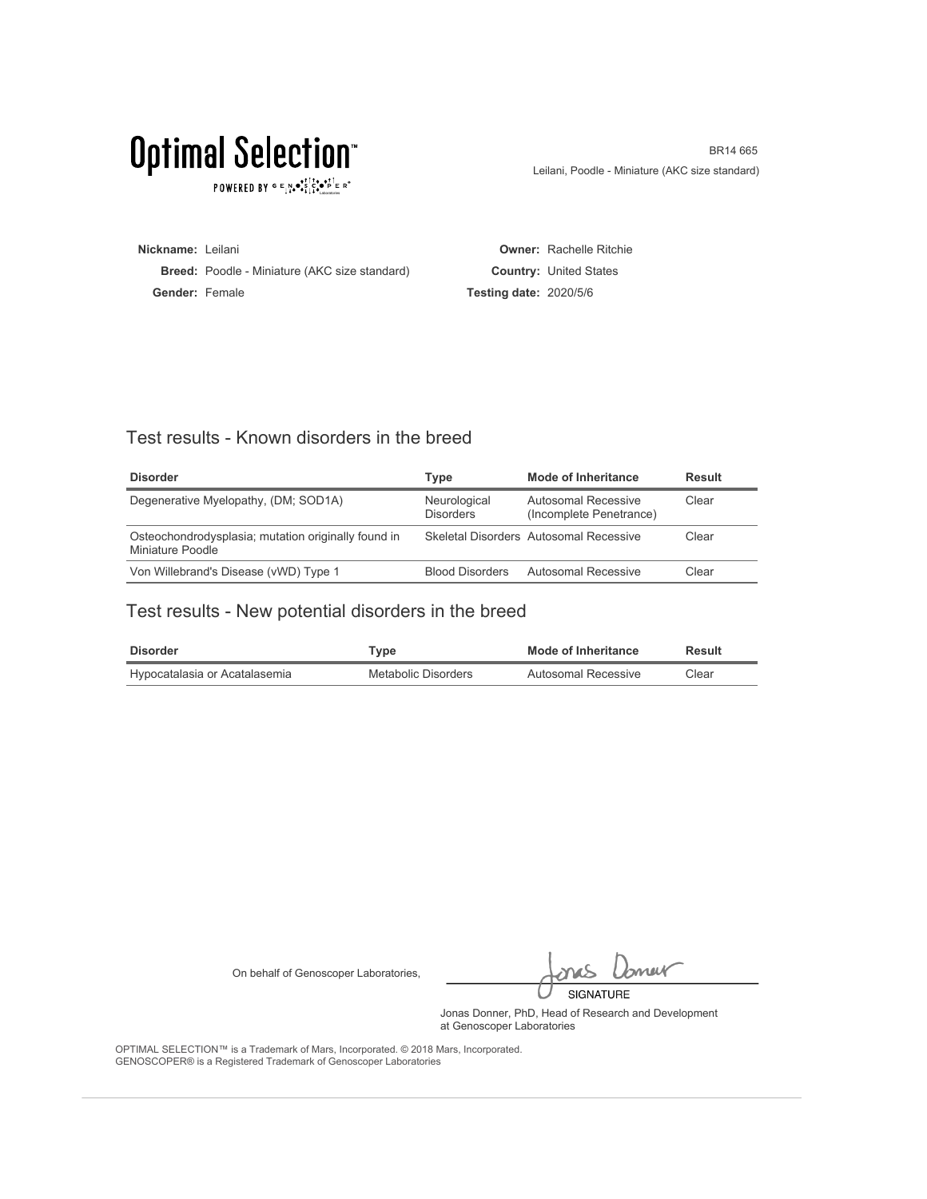# Optimal Selection™

POWERED BY GENOSCOPER®

BR14 665

Leilani, Poodle - Miniature (AKC size standard)

**Nickname:** Leilani

**Breed:** Poodle - Miniature (AKC size standard)

**Gender:** Female

**Owner:** Rachelle Ritchie

**Country:** United States

**Testing date:** 2020/5/6

## Test results - Known disorders in the breed

| Disorder | Type | Mode of Inheritance | Result |
| --- | --- | --- | --- |
| Degenerative Myelopathy, (DM; SOD1A) | Neurological Disorders | Autosomal Recessive (Incomplete Penetrance) | Clear |
| Osteochondrodysplasia; mutation originally found in Miniature Poodle | Skeletal Disorders | Autosomal Recessive | Clear |
| Von Willebrand's Disease (vWD) Type 1 | Blood Disorders | Autosomal Recessive | Clear |

## Test results - New potential disorders in the breed

| Disorder | Type | Mode of Inheritance | Result |
| --- | --- | --- | --- |
| Hypocatalasia or Acatalasemia | Metabolic Disorders | Autosomal Recessive | Clear |

On behalf of Genoscoper Laboratories,

SIGNATURE

Jonas Donner, PhD, Head of Research and Development at Genoscoper Laboratories

OPTIMAL SELECTION™ is a Trademark of Mars, Incorporated. © 2018 Mars, Incorporated.
GENOSCOPER® is a Registered Trademark of Genoscoper Laboratories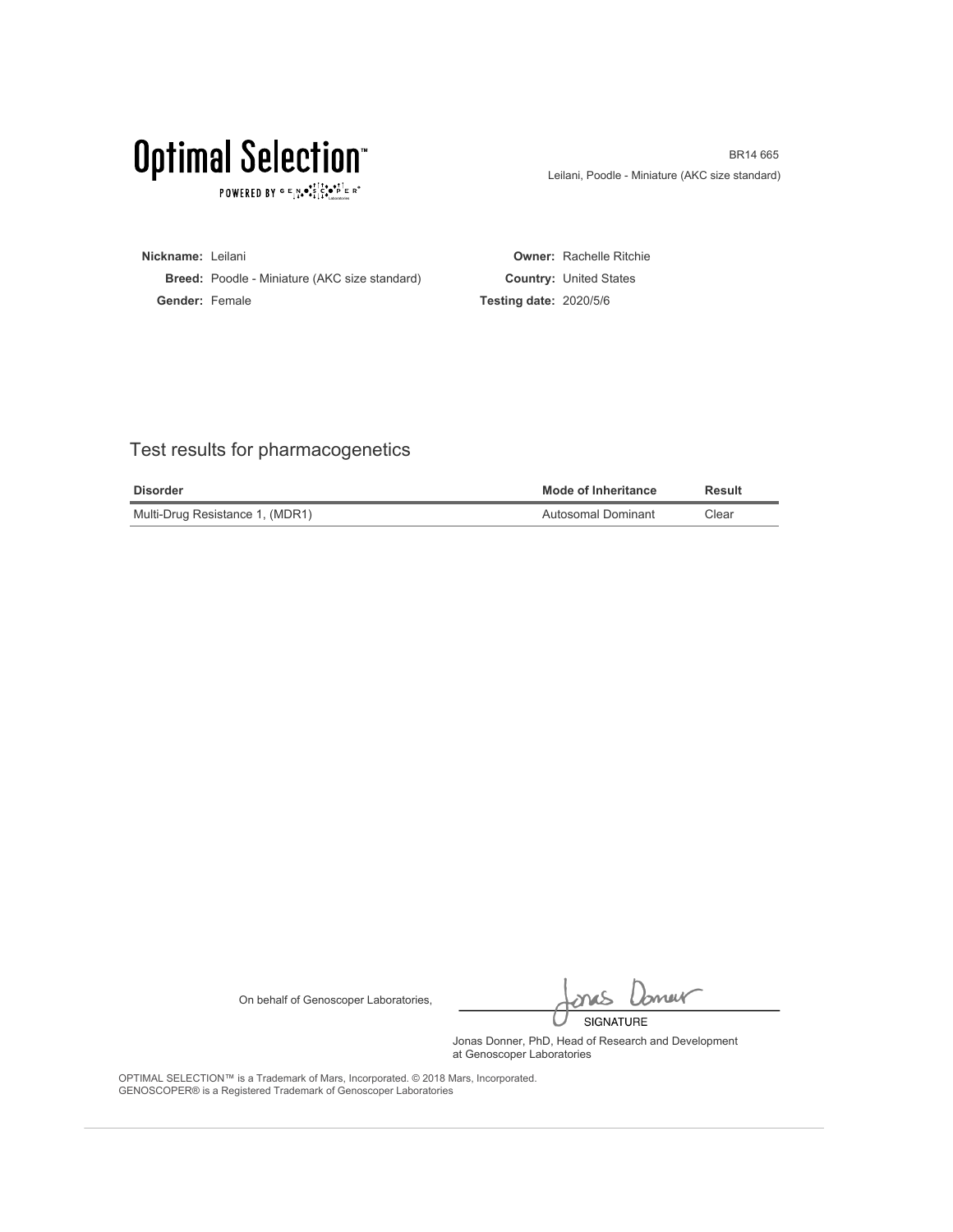# Optimal Selection™

POWERED BY GENOSCOPER®

BR14 665
Leilani, Poodle - Miniature (AKC size standard)

**Nickname:** Leilani
**Breed:** Poodle - Miniature (AKC size standard)
**Gender:** Female

**Owner:** Rachelle Ritchie
**Country:** United States
**Testing date:** 2020/5/6

## Test results for pharmacogenetics

| Disorder | Mode of Inheritance | Result |
|---|---|---|
| Multi-Drug Resistance 1, (MDR1) | Autosomal Dominant | Clear |

On behalf of Genoscoper Laboratories,

SIGNATURE

Jonas Donner, PhD, Head of Research and Development at Genoscoper Laboratories

OPTIMAL SELECTION™ is a Trademark of Mars, Incorporated. © 2018 Mars, Incorporated.
GENOSCOPER® is a Registered Trademark of Genoscoper Laboratories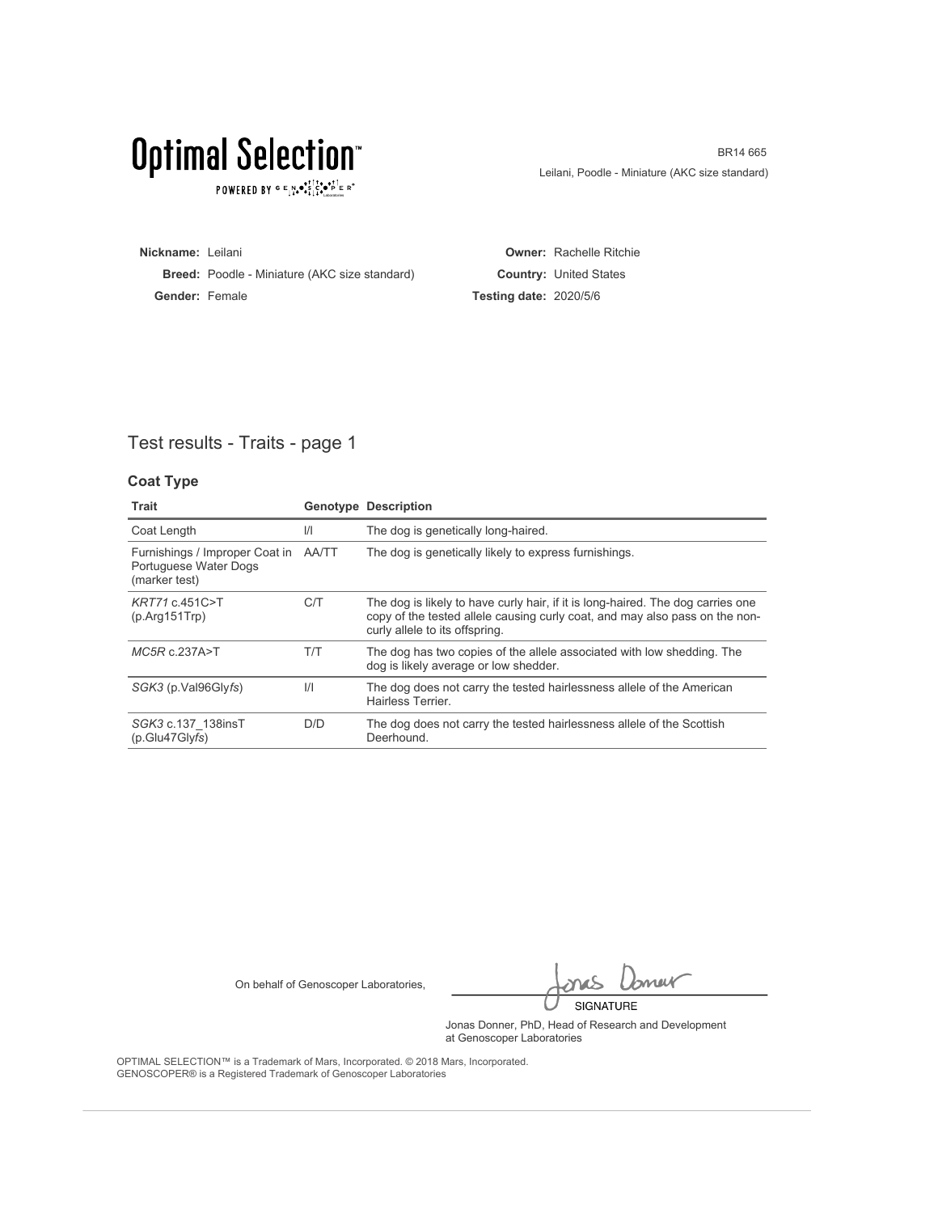# Optimal Selection™

POWERED BY GENOSCOPER®

BR14 665

Leilani, Poodle - Miniature (AKC size standard)

| | | | |
|---|---|---|---|
| **Nickname:** | Leilani | **Owner:** | Rachelle Ritchie |
| **Breed:** | Poodle - Miniature (AKC size standard) | **Country:** | United States |
| **Gender:** | Female | **Testing date:** | 2020/5/6 |

## Test results - Traits - page 1

### Coat Type

| Trait | Genotype | Description |
|---|---|---|
| Coat Length | I/I | The dog is genetically long-haired. |
| Furnishings / Improper Coat in Portuguese Water Dogs (marker test) | AA/TT | The dog is genetically likely to express furnishings. |
| *KRT71* c.451C>T (p.Arg151Trp) | C/T | The dog is likely to have curly hair, if it is long-haired. The dog carries one copy of the tested allele causing curly coat, and may also pass on the non-curly allele to its offspring. |
| *MC5R* c.237A>T | T/T | The dog has two copies of the allele associated with low shedding. The dog is likely average or low shedder. |
| *SGK3* (p.Val96Gly*fs*) | I/I | The dog does not carry the tested hairlessness allele of the American Hairless Terrier. |
| *SGK3* c.137_138insT (p.Glu47Gly*fs*) | D/D | The dog does not carry the tested hairlessness allele of the Scottish Deerhound. |

On behalf of Genoscoper Laboratories,

SIGNATURE

Jonas Donner, PhD, Head of Research and Development at Genoscoper Laboratories

OPTIMAL SELECTION™ is a Trademark of Mars, Incorporated. © 2018 Mars, Incorporated.
GENOSCOPER® is a Registered Trademark of Genoscoper Laboratories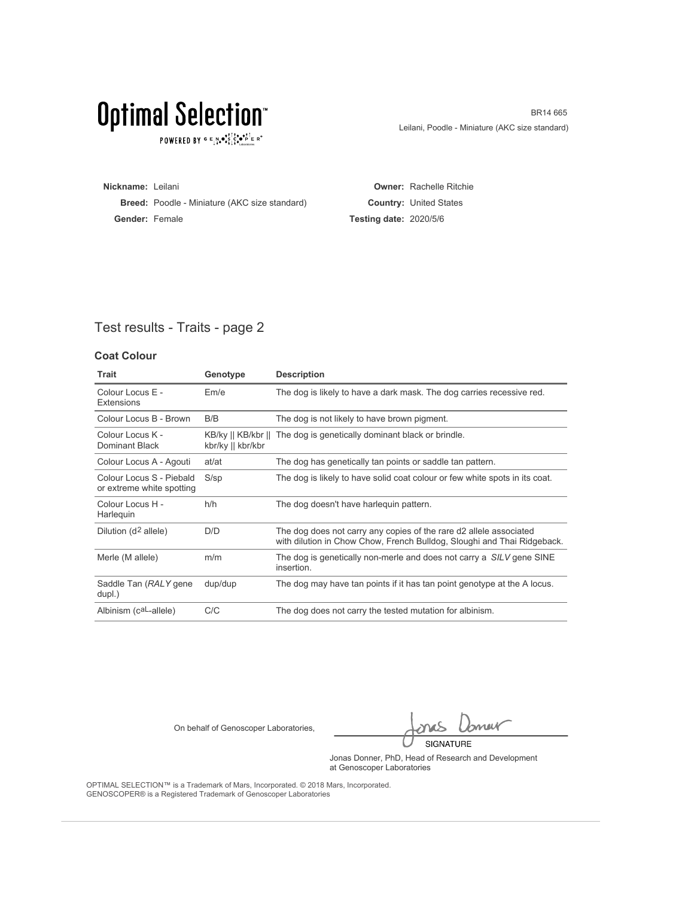# Optimal Selection™

POWERED BY GENOSCOPER®

BR14 665
Leilani, Poodle - Miniature (AKC size standard)

**Nickname:** Leilani
**Breed:** Poodle - Miniature (AKC size standard)
**Gender:** Female

**Owner:** Rachelle Ritchie
**Country:** United States
**Testing date:** 2020/5/6

## Test results - Traits - page 2

### Coat Colour

| Trait | Genotype | Description |
|---|---|---|
| Colour Locus E - Extensions | Em/e | The dog is likely to have a dark mask. The dog carries recessive red. |
| Colour Locus B - Brown | B/B | The dog is not likely to have brown pigment. |
| Colour Locus K - Dominant Black | KB/ky \|\| KB/kbr \|\| kbr/ky \|\| kbr/kbr | The dog is genetically dominant black or brindle. |
| Colour Locus A - Agouti | at/at | The dog has genetically tan points or saddle tan pattern. |
| Colour Locus S - Piebald or extreme white spotting | S/sp | The dog is likely to have solid coat colour or few white spots in its coat. |
| Colour Locus H - Harlequin | h/h | The dog doesn't have harlequin pattern. |
| Dilution ($d^2$ allele) | D/D | The dog does not carry any copies of the rare d2 allele associated with dilution in Chow Chow, French Bulldog, Sloughi and Thai Ridgeback. |
| Merle (M allele) | m/m | The dog is genetically non-merle and does not carry a *SILV* gene SINE insertion. |
| Saddle Tan (*RALY* gene dupl.) | dup/dup | The dog may have tan points if it has tan point genotype at the A locus. |
| Albinism ($c^{aL}$-allele) | C/C | The dog does not carry the tested mutation for albinism. |

On behalf of Genoscoper Laboratories,

SIGNATURE

Jonas Donner, PhD, Head of Research and Development at Genoscoper Laboratories

OPTIMAL SELECTION™ is a Trademark of Mars, Incorporated. © 2018 Mars, Incorporated.
GENOSCOPER® is a Registered Trademark of Genoscoper Laboratories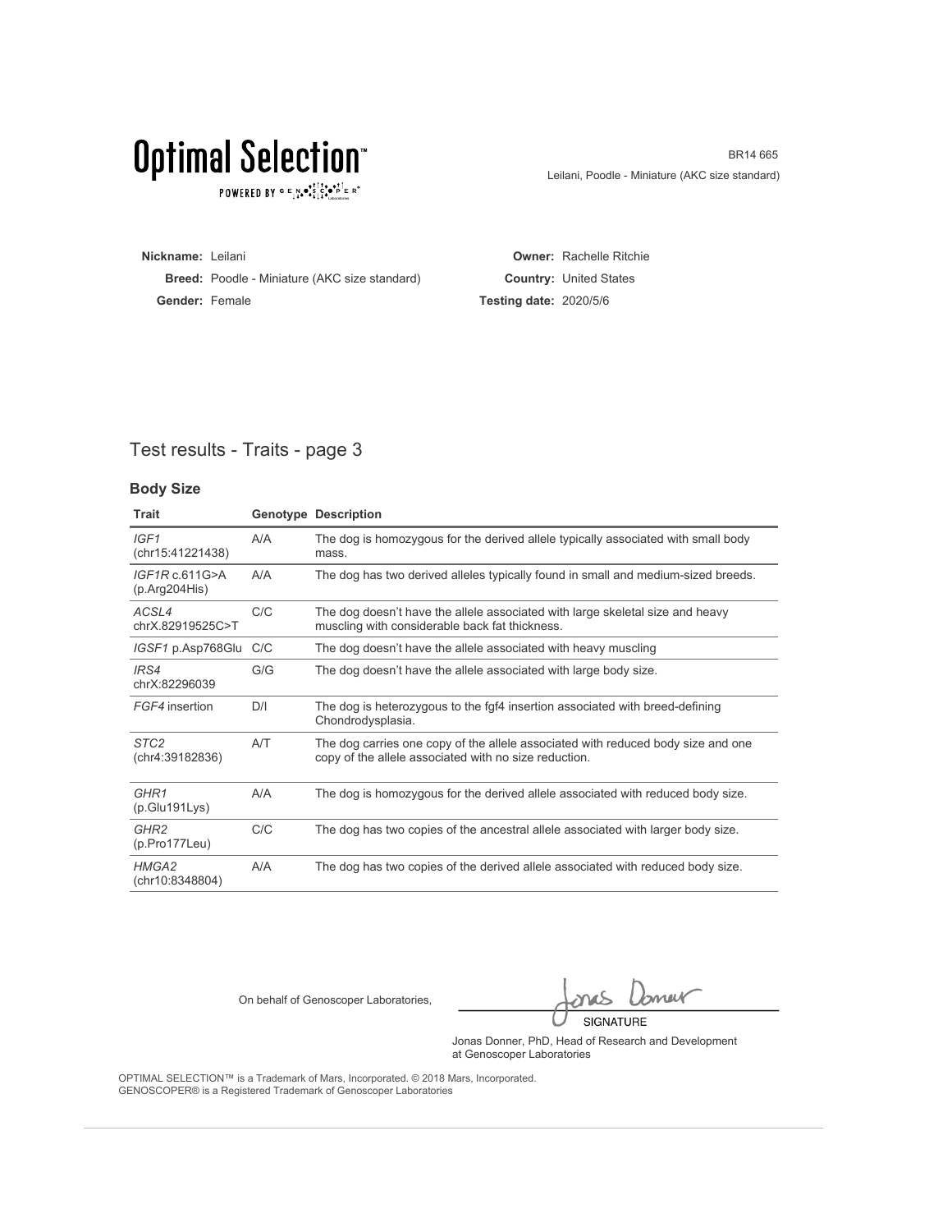BR14 665

Leilani, Poodle - Miniature (AKC size standard)

**Nickname:** Leilani
**Breed:** Poodle - Miniature (AKC size standard)
**Gender:** Female

**Owner:** Rachelle Ritchie
**Country:** United States
**Testing date:** 2020/5/6

## Test results - Traits - page 3

### Body Size

| Trait | Genotype | Description |
|---|---|---|
| *IGF1* (chr15:41221438) | A/A | The dog is homozygous for the derived allele typically associated with small body mass. |
| *IGF1R* c.611G>A (p.Arg204His) | A/A | The dog has two derived alleles typically found in small and medium-sized breeds. |
| *ACSL4* chrX.82919525C>T | C/C | The dog doesn't have the allele associated with large skeletal size and heavy muscling with considerable back fat thickness. |
| *IGSF1* p.Asp768Glu | C/C | The dog doesn't have the allele associated with heavy muscling |
| *IRS4* chrX:82296039 | G/G | The dog doesn't have the allele associated with large body size. |
| *FGF4* insertion | D/I | The dog is heterozygous to the fgf4 insertion associated with breed-defining Chondrodysplasia. |
| *STC2* (chr4:39182836) | A/T | The dog carries one copy of the allele associated with reduced body size and one copy of the allele associated with no size reduction. |
| *GHR1* (p.Glu191Lys) | A/A | The dog is homozygous for the derived allele associated with reduced body size. |
| *GHR2* (p.Pro177Leu) | C/C | The dog has two copies of the ancestral allele associated with larger body size. |
| *HMGA2* (chr10:8348804) | A/A | The dog has two copies of the derived allele associated with reduced body size. |

On behalf of Genoscoper Laboratories,

SIGNATURE

Jonas Donner, PhD, Head of Research and Development at Genoscoper Laboratories

OPTIMAL SELECTION™ is a Trademark of Mars, Incorporated. © 2018 Mars, Incorporated.
GENOSCOPER® is a Registered Trademark of Genoscoper Laboratories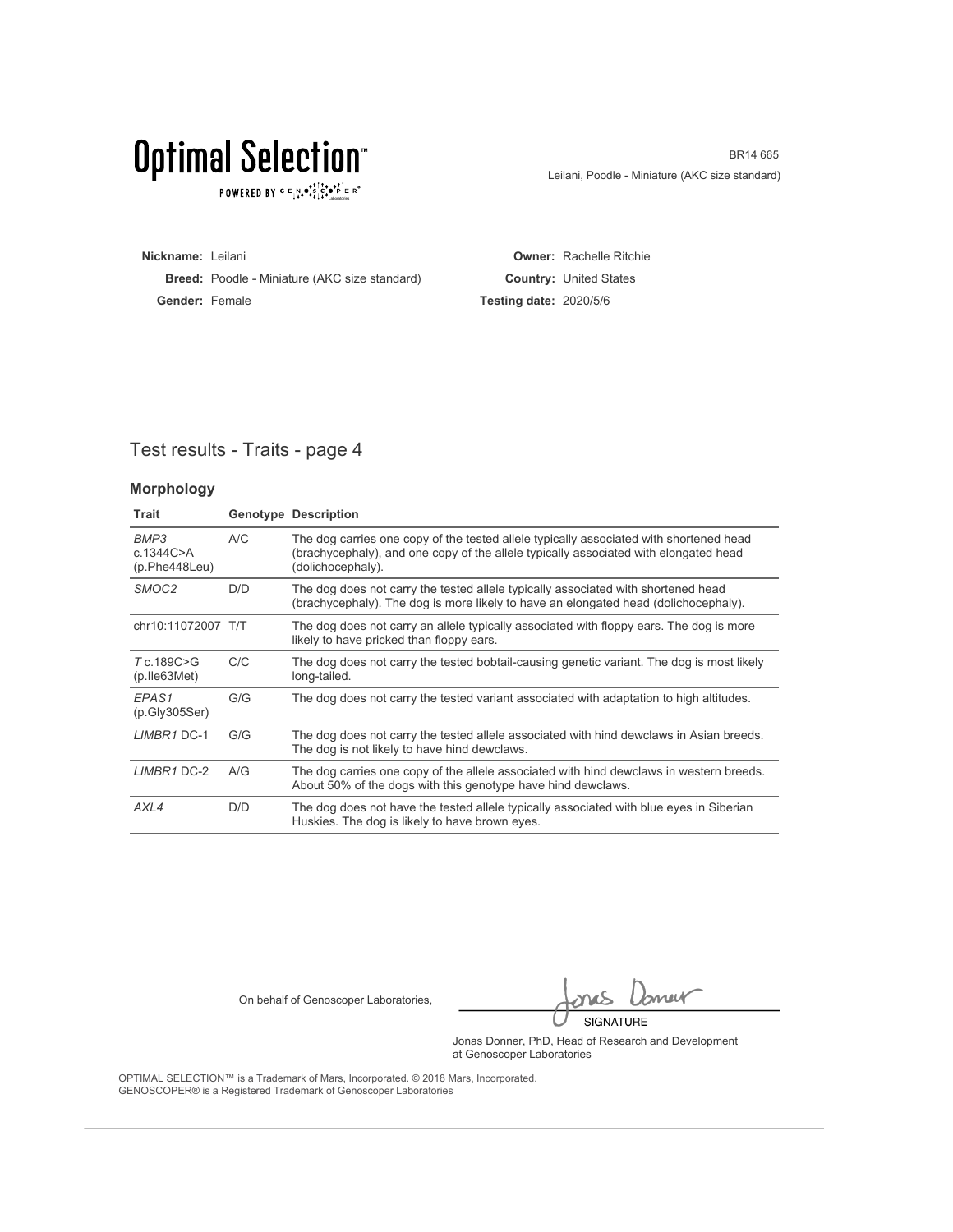# Optimal Selection™

POWERED BY GENOSCOPER® Laboratories

BR14 665

Leilani, Poodle - Miniature (AKC size standard)

**Nickname:** Leilani
**Breed:** Poodle - Miniature (AKC size standard)
**Gender:** Female

**Owner:** Rachelle Ritchie
**Country:** United States
**Testing date:** 2020/5/6

## Test results - Traits - page 4

### Morphology

| Trait | Genotype | Description |
|---|---|---|
| *BMP3* c.1344C>A (p.Phe448Leu) | A/C | The dog carries one copy of the tested allele typically associated with shortened head (brachycephaly), and one copy of the allele typically associated with elongated head (dolichocephaly). |
| *SMOC2* | D/D | The dog does not carry the tested allele typically associated with shortened head (brachycephaly). The dog is more likely to have an elongated head (dolichocephaly). |
| chr10:11072007 | T/T | The dog does not carry an allele typically associated with floppy ears. The dog is more likely to have pricked than floppy ears. |
| *T* c.189C>G (p.Ile63Met) | C/C | The dog does not carry the tested bobtail-causing genetic variant. The dog is most likely long-tailed. |
| *EPAS1* (p.Gly305Ser) | G/G | The dog does not carry the tested variant associated with adaptation to high altitudes. |
| *LIMBR1* DC-1 | G/G | The dog does not carry the tested allele associated with hind dewclaws in Asian breeds. The dog is not likely to have hind dewclaws. |
| *LIMBR1* DC-2 | A/G | The dog carries one copy of the allele associated with hind dewclaws in western breeds. About 50% of the dogs with this genotype have hind dewclaws. |
| *AXL4* | D/D | The dog does not have the tested allele typically associated with blue eyes in Siberian Huskies. The dog is likely to have brown eyes. |

On behalf of Genoscoper Laboratories,

SIGNATURE

Jonas Donner, PhD, Head of Research and Development at Genoscoper Laboratories

OPTIMAL SELECTION™ is a Trademark of Mars, Incorporated. © 2018 Mars, Incorporated.
GENOSCOPER® is a Registered Trademark of Genoscoper Laboratories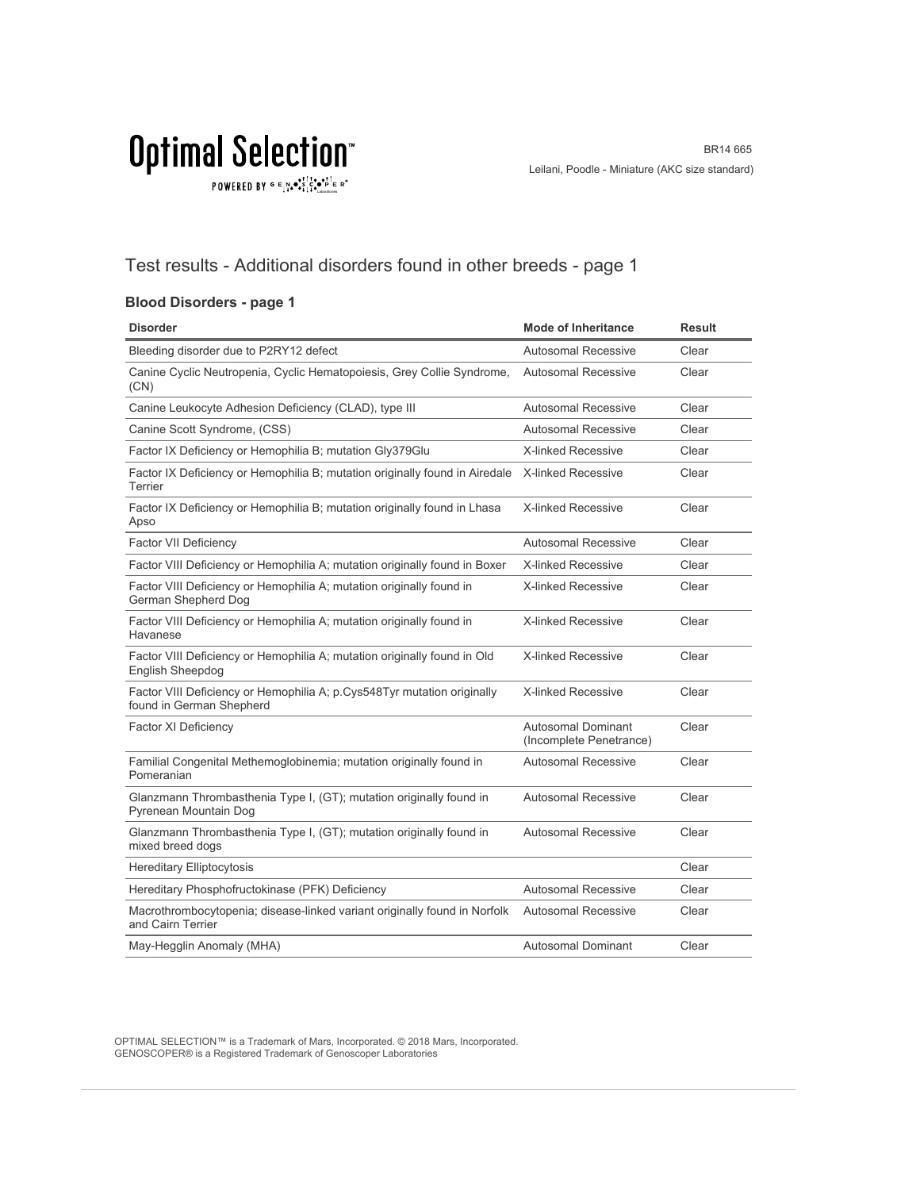# Test results - Additional disorders found in other breeds - page 1

### Blood Disorders - page 1

| Disorder | Mode of Inheritance | Result |
|---|---|---|
| Bleeding disorder due to P2RY12 defect | Autosomal Recessive | Clear |
| Canine Cyclic Neutropenia, Cyclic Hematopoiesis, Grey Collie Syndrome, (CN) | Autosomal Recessive | Clear |
| Canine Leukocyte Adhesion Deficiency (CLAD), type III | Autosomal Recessive | Clear |
| Canine Scott Syndrome, (CSS) | Autosomal Recessive | Clear |
| Factor IX Deficiency or Hemophilia B; mutation Gly379Glu | X-linked Recessive | Clear |
| Factor IX Deficiency or Hemophilia B; mutation originally found in Airedale Terrier | X-linked Recessive | Clear |
| Factor IX Deficiency or Hemophilia B; mutation originally found in Lhasa Apso | X-linked Recessive | Clear |
| Factor VII Deficiency | Autosomal Recessive | Clear |
| Factor VIII Deficiency or Hemophilia A; mutation originally found in Boxer | X-linked Recessive | Clear |
| Factor VIII Deficiency or Hemophilia A; mutation originally found in German Shepherd Dog | X-linked Recessive | Clear |
| Factor VIII Deficiency or Hemophilia A; mutation originally found in Havanese | X-linked Recessive | Clear |
| Factor VIII Deficiency or Hemophilia A; mutation originally found in Old English Sheepdog | X-linked Recessive | Clear |
| Factor VIII Deficiency or Hemophilia A; p.Cys548Tyr mutation originally found in German Shepherd | X-linked Recessive | Clear |
| Factor XI Deficiency | Autosomal Dominant (Incomplete Penetrance) | Clear |
| Familial Congenital Methemoglobinemia; mutation originally found in Pomeranian | Autosomal Recessive | Clear |
| Glanzmann Thrombasthenia Type I, (GT); mutation originally found in Pyrenean Mountain Dog | Autosomal Recessive | Clear |
| Glanzmann Thrombasthenia Type I, (GT); mutation originally found in mixed breed dogs | Autosomal Recessive | Clear |
| Hereditary Elliptocytosis | | Clear |
| Hereditary Phosphofructokinase (PFK) Deficiency | Autosomal Recessive | Clear |
| Macrothrombocytopenia; disease-linked variant originally found in Norfolk and Cairn Terrier | Autosomal Recessive | Clear |
| May-Hegglin Anomaly (MHA) | Autosomal Dominant | Clear |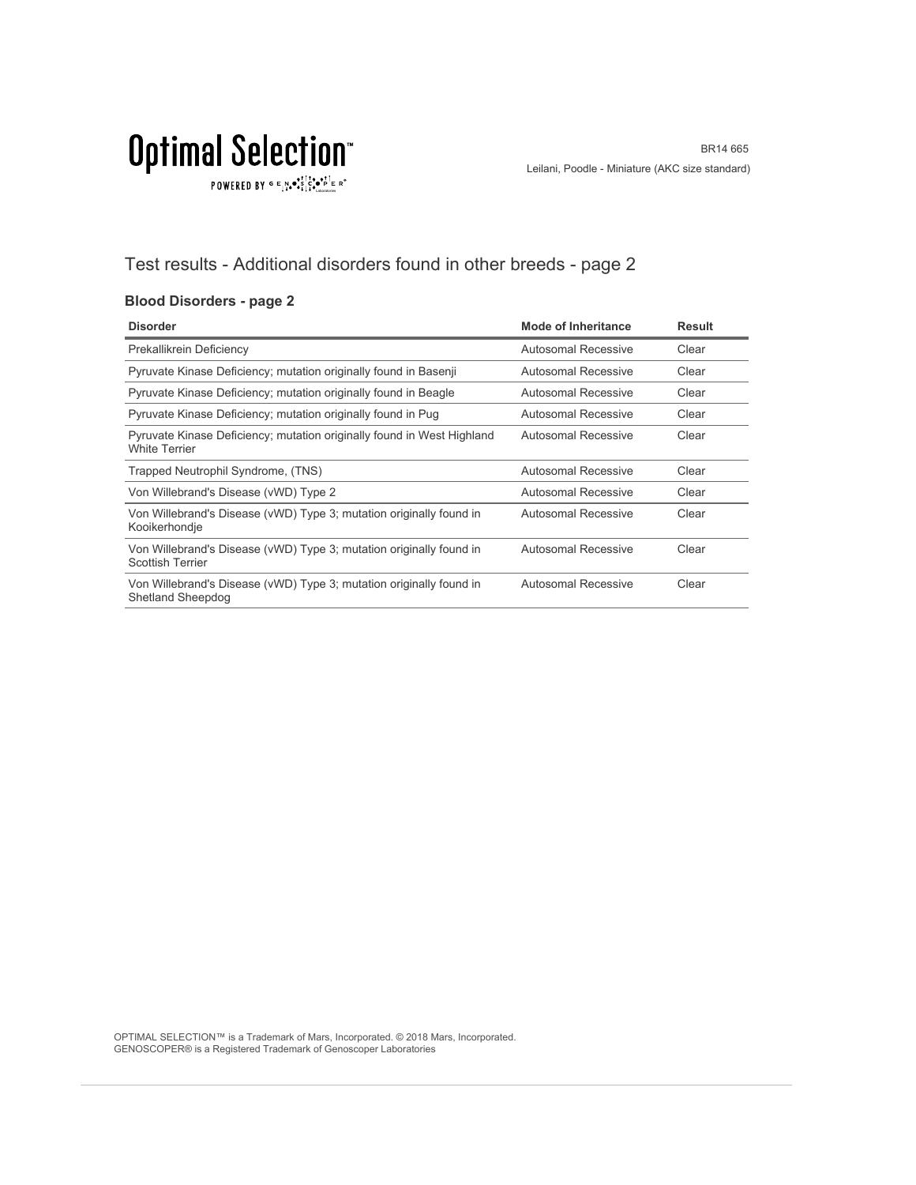## Test results - Additional disorders found in other breeds - page 2

### Blood Disorders - page 2

| Disorder | Mode of Inheritance | Result |
|---|---|---|
| Prekallikrein Deficiency | Autosomal Recessive | Clear |
| Pyruvate Kinase Deficiency; mutation originally found in Basenji | Autosomal Recessive | Clear |
| Pyruvate Kinase Deficiency; mutation originally found in Beagle | Autosomal Recessive | Clear |
| Pyruvate Kinase Deficiency; mutation originally found in Pug | Autosomal Recessive | Clear |
| Pyruvate Kinase Deficiency; mutation originally found in West Highland White Terrier | Autosomal Recessive | Clear |
| Trapped Neutrophil Syndrome, (TNS) | Autosomal Recessive | Clear |
| Von Willebrand's Disease (vWD) Type 2 | Autosomal Recessive | Clear |
| Von Willebrand's Disease (vWD) Type 3; mutation originally found in Kooikerhondje | Autosomal Recessive | Clear |
| Von Willebrand's Disease (vWD) Type 3; mutation originally found in Scottish Terrier | Autosomal Recessive | Clear |
| Von Willebrand's Disease (vWD) Type 3; mutation originally found in Shetland Sheepdog | Autosomal Recessive | Clear |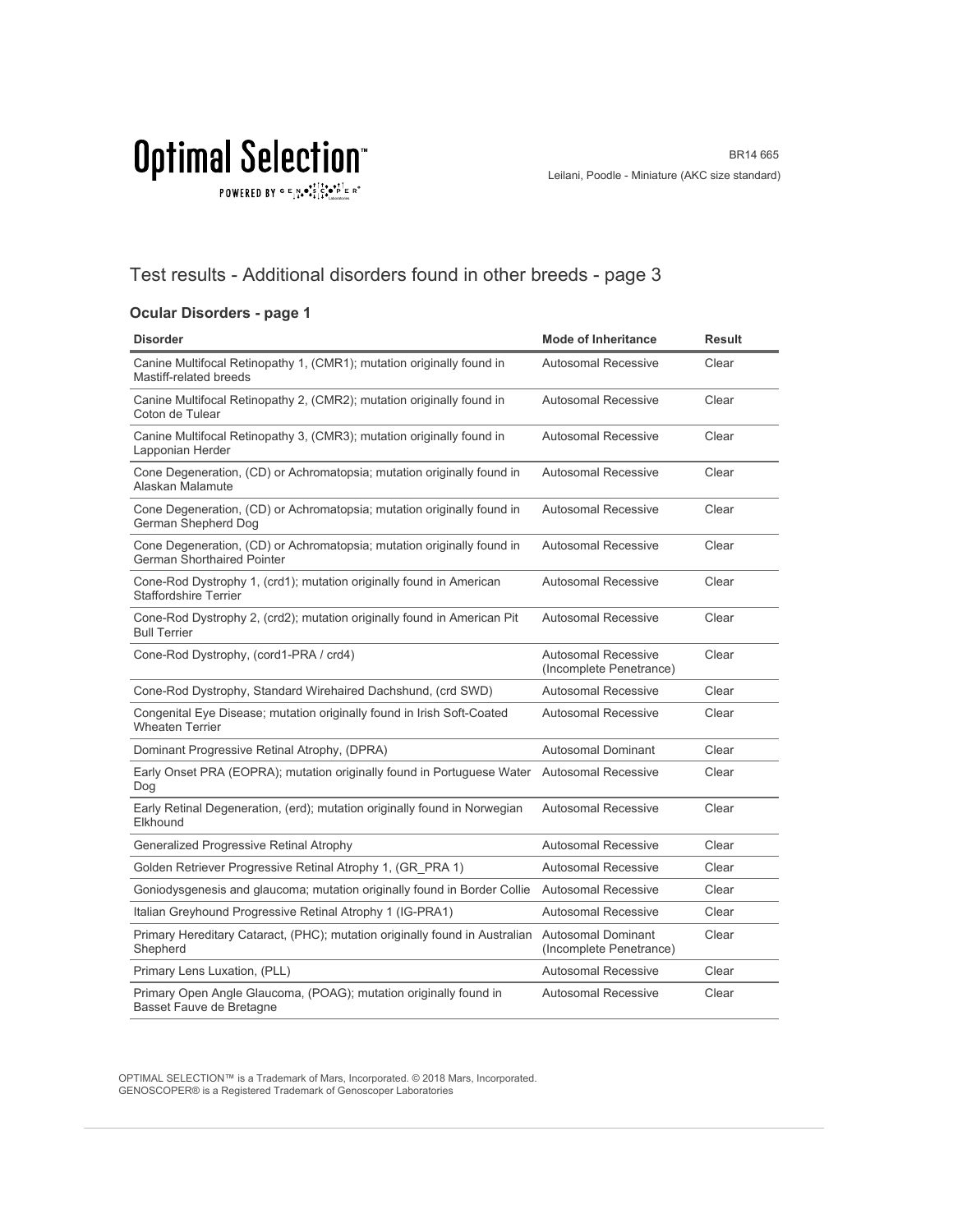# Test results - Additional disorders found in other breeds - page 3

### Ocular Disorders - page 1

| Disorder | Mode of Inheritance | Result |
|---|---|---|
| Canine Multifocal Retinopathy 1, (CMR1); mutation originally found in Mastiff-related breeds | Autosomal Recessive | Clear |
| Canine Multifocal Retinopathy 2, (CMR2); mutation originally found in Coton de Tulear | Autosomal Recessive | Clear |
| Canine Multifocal Retinopathy 3, (CMR3); mutation originally found in Lapponian Herder | Autosomal Recessive | Clear |
| Cone Degeneration, (CD) or Achromatopsia; mutation originally found in Alaskan Malamute | Autosomal Recessive | Clear |
| Cone Degeneration, (CD) or Achromatopsia; mutation originally found in German Shepherd Dog | Autosomal Recessive | Clear |
| Cone Degeneration, (CD) or Achromatopsia; mutation originally found in German Shorthaired Pointer | Autosomal Recessive | Clear |
| Cone-Rod Dystrophy 1, (crd1); mutation originally found in American Staffordshire Terrier | Autosomal Recessive | Clear |
| Cone-Rod Dystrophy 2, (crd2); mutation originally found in American Pit Bull Terrier | Autosomal Recessive | Clear |
| Cone-Rod Dystrophy, (cord1-PRA / crd4) | Autosomal Recessive (Incomplete Penetrance) | Clear |
| Cone-Rod Dystrophy, Standard Wirehaired Dachshund, (crd SWD) | Autosomal Recessive | Clear |
| Congenital Eye Disease; mutation originally found in Irish Soft-Coated Wheaten Terrier | Autosomal Recessive | Clear |
| Dominant Progressive Retinal Atrophy, (DPRA) | Autosomal Dominant | Clear |
| Early Onset PRA (EOPRA); mutation originally found in Portuguese Water Dog | Autosomal Recessive | Clear |
| Early Retinal Degeneration, (erd); mutation originally found in Norwegian Elkhound | Autosomal Recessive | Clear |
| Generalized Progressive Retinal Atrophy | Autosomal Recessive | Clear |
| Golden Retriever Progressive Retinal Atrophy 1, (GR_PRA 1) | Autosomal Recessive | Clear |
| Goniodysgenesis and glaucoma; mutation originally found in Border Collie | Autosomal Recessive | Clear |
| Italian Greyhound Progressive Retinal Atrophy 1 (IG-PRA1) | Autosomal Recessive | Clear |
| Primary Hereditary Cataract, (PHC); mutation originally found in Australian Shepherd | Autosomal Dominant (Incomplete Penetrance) | Clear |
| Primary Lens Luxation, (PLL) | Autosomal Recessive | Clear |
| Primary Open Angle Glaucoma, (POAG); mutation originally found in Basset Fauve de Bretagne | Autosomal Recessive | Clear |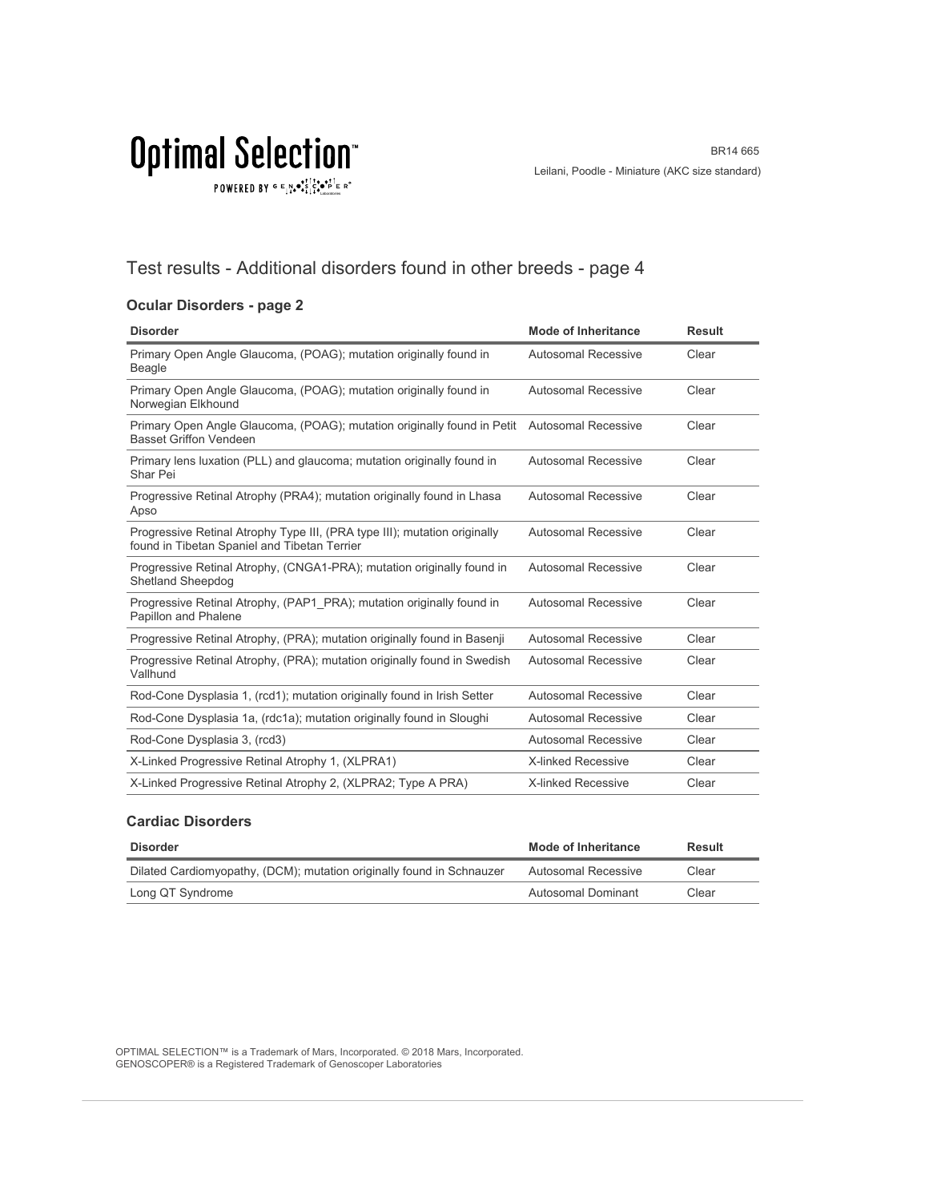# Test results - Additional disorders found in other breeds - page 4

### Ocular Disorders - page 2

| Disorder | Mode of Inheritance | Result |
|---|---|---|
| Primary Open Angle Glaucoma, (POAG); mutation originally found in Beagle | Autosomal Recessive | Clear |
| Primary Open Angle Glaucoma, (POAG); mutation originally found in Norwegian Elkhound | Autosomal Recessive | Clear |
| Primary Open Angle Glaucoma, (POAG); mutation originally found in Petit Basset Griffon Vendeen | Autosomal Recessive | Clear |
| Primary lens luxation (PLL) and glaucoma; mutation originally found in Shar Pei | Autosomal Recessive | Clear |
| Progressive Retinal Atrophy (PRA4); mutation originally found in Lhasa Apso | Autosomal Recessive | Clear |
| Progressive Retinal Atrophy Type III, (PRA type III); mutation originally found in Tibetan Spaniel and Tibetan Terrier | Autosomal Recessive | Clear |
| Progressive Retinal Atrophy, (CNGA1-PRA); mutation originally found in Shetland Sheepdog | Autosomal Recessive | Clear |
| Progressive Retinal Atrophy, (PAP1_PRA); mutation originally found in Papillon and Phalene | Autosomal Recessive | Clear |
| Progressive Retinal Atrophy, (PRA); mutation originally found in Basenji | Autosomal Recessive | Clear |
| Progressive Retinal Atrophy, (PRA); mutation originally found in Swedish Vallhund | Autosomal Recessive | Clear |
| Rod-Cone Dysplasia 1, (rcd1); mutation originally found in Irish Setter | Autosomal Recessive | Clear |
| Rod-Cone Dysplasia 1a, (rdc1a); mutation originally found in Sloughi | Autosomal Recessive | Clear |
| Rod-Cone Dysplasia 3, (rcd3) | Autosomal Recessive | Clear |
| X-Linked Progressive Retinal Atrophy 1, (XLPRA1) | X-linked Recessive | Clear |
| X-Linked Progressive Retinal Atrophy 2, (XLPRA2; Type A PRA) | X-linked Recessive | Clear |

### Cardiac Disorders

| Disorder | Mode of Inheritance | Result |
|---|---|---|
| Dilated Cardiomyopathy, (DCM); mutation originally found in Schnauzer | Autosomal Recessive | Clear |
| Long QT Syndrome | Autosomal Dominant | Clear |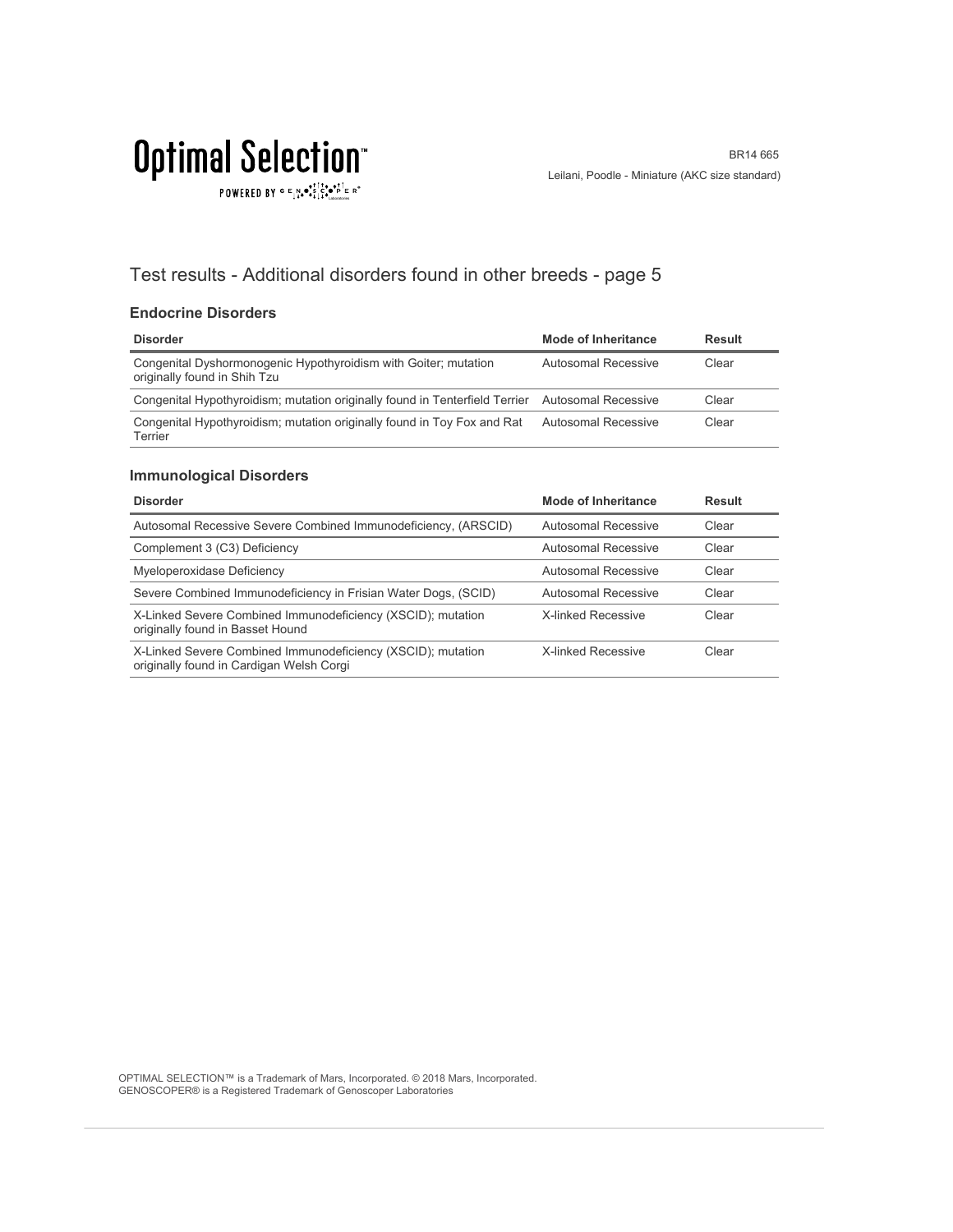# Test results - Additional disorders found in other breeds - page 5

## Endocrine Disorders

| Disorder | Mode of Inheritance | Result |
| --- | --- | --- |
| Congenital Dyshormonogenic Hypothyroidism with Goiter; mutation originally found in Shih Tzu | Autosomal Recessive | Clear |
| Congenital Hypothyroidism; mutation originally found in Tenterfield Terrier | Autosomal Recessive | Clear |
| Congenital Hypothyroidism; mutation originally found in Toy Fox and Rat Terrier | Autosomal Recessive | Clear |

## Immunological Disorders

| Disorder | Mode of Inheritance | Result |
| --- | --- | --- |
| Autosomal Recessive Severe Combined Immunodeficiency, (ARSCID) | Autosomal Recessive | Clear |
| Complement 3 (C3) Deficiency | Autosomal Recessive | Clear |
| Myeloperoxidase Deficiency | Autosomal Recessive | Clear |
| Severe Combined Immunodeficiency in Frisian Water Dogs, (SCID) | Autosomal Recessive | Clear |
| X-Linked Severe Combined Immunodeficiency (XSCID); mutation originally found in Basset Hound | X-linked Recessive | Clear |
| X-Linked Severe Combined Immunodeficiency (XSCID); mutation originally found in Cardigan Welsh Corgi | X-linked Recessive | Clear |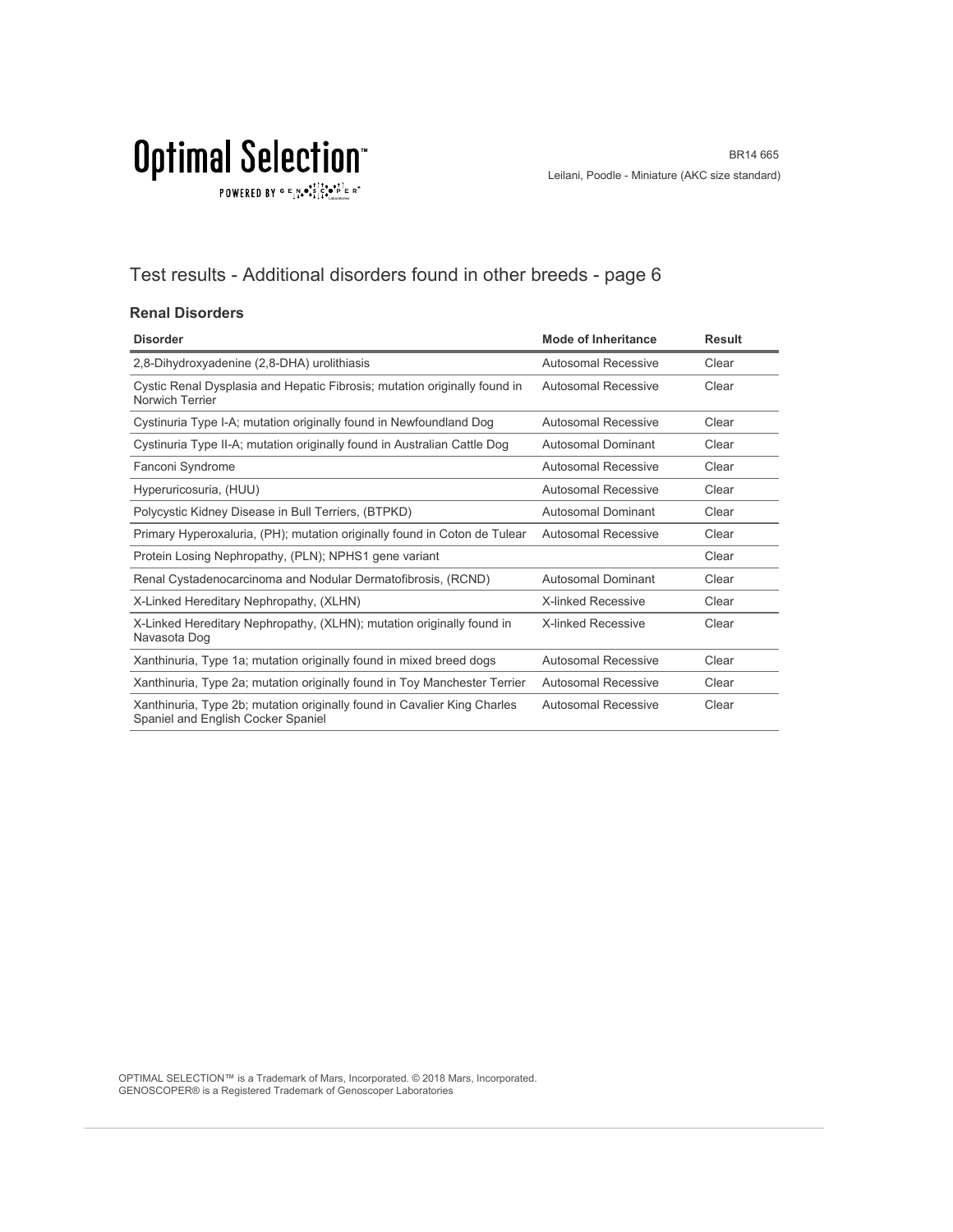## Test results - Additional disorders found in other breeds - page 6

### Renal Disorders

| Disorder | Mode of Inheritance | Result |
|---|---|---|
| 2,8-Dihydroxyadenine (2,8-DHA) urolithiasis | Autosomal Recessive | Clear |
| Cystic Renal Dysplasia and Hepatic Fibrosis; mutation originally found in Norwich Terrier | Autosomal Recessive | Clear |
| Cystinuria Type I-A; mutation originally found in Newfoundland Dog | Autosomal Recessive | Clear |
| Cystinuria Type II-A; mutation originally found in Australian Cattle Dog | Autosomal Dominant | Clear |
| Fanconi Syndrome | Autosomal Recessive | Clear |
| Hyperuricosuria, (HUU) | Autosomal Recessive | Clear |
| Polycystic Kidney Disease in Bull Terriers, (BTPKD) | Autosomal Dominant | Clear |
| Primary Hyperoxaluria, (PH); mutation originally found in Coton de Tulear | Autosomal Recessive | Clear |
| Protein Losing Nephropathy, (PLN); NPHS1 gene variant | | Clear |
| Renal Cystadenocarcinoma and Nodular Dermatofibrosis, (RCND) | Autosomal Dominant | Clear |
| X-Linked Hereditary Nephropathy, (XLHN) | X-linked Recessive | Clear |
| X-Linked Hereditary Nephropathy, (XLHN); mutation originally found in Navasota Dog | X-linked Recessive | Clear |
| Xanthinuria, Type 1a; mutation originally found in mixed breed dogs | Autosomal Recessive | Clear |
| Xanthinuria, Type 2a; mutation originally found in Toy Manchester Terrier | Autosomal Recessive | Clear |
| Xanthinuria, Type 2b; mutation originally found in Cavalier King Charles Spaniel and English Cocker Spaniel | Autosomal Recessive | Clear |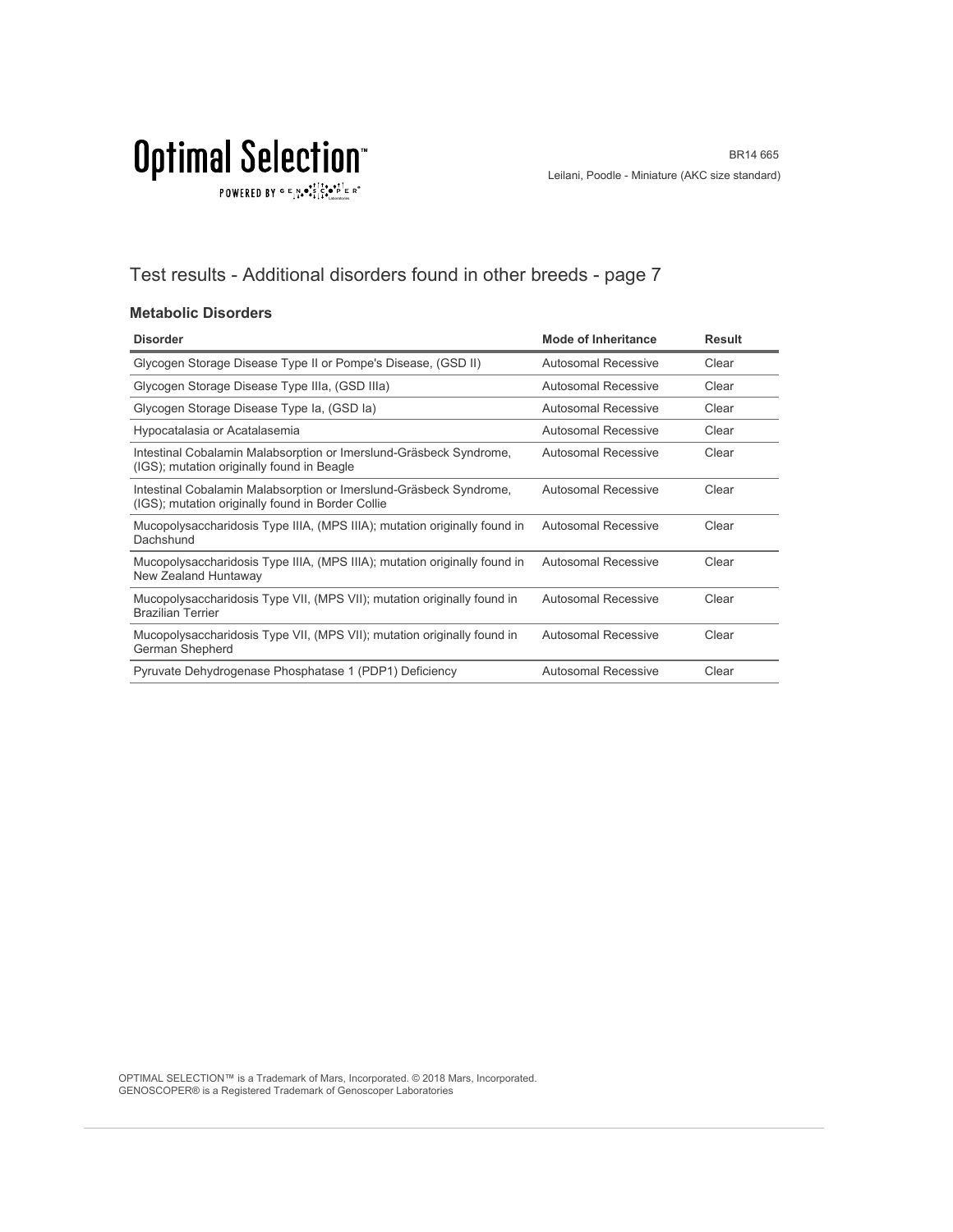## Test results - Additional disorders found in other breeds - page 7

### Metabolic Disorders

| Disorder | Mode of Inheritance | Result |
|---|---|---|
| Glycogen Storage Disease Type II or Pompe's Disease, (GSD II) | Autosomal Recessive | Clear |
| Glycogen Storage Disease Type IIIa, (GSD IIIa) | Autosomal Recessive | Clear |
| Glycogen Storage Disease Type Ia, (GSD Ia) | Autosomal Recessive | Clear |
| Hypocatalasia or Acatalasemia | Autosomal Recessive | Clear |
| Intestinal Cobalamin Malabsorption or Imerslund-Gräsbeck Syndrome, (IGS); mutation originally found in Beagle | Autosomal Recessive | Clear |
| Intestinal Cobalamin Malabsorption or Imerslund-Gräsbeck Syndrome, (IGS); mutation originally found in Border Collie | Autosomal Recessive | Clear |
| Mucopolysaccharidosis Type IIIA, (MPS IIIA); mutation originally found in Dachshund | Autosomal Recessive | Clear |
| Mucopolysaccharidosis Type IIIA, (MPS IIIA); mutation originally found in New Zealand Huntaway | Autosomal Recessive | Clear |
| Mucopolysaccharidosis Type VII, (MPS VII); mutation originally found in Brazilian Terrier | Autosomal Recessive | Clear |
| Mucopolysaccharidosis Type VII, (MPS VII); mutation originally found in German Shepherd | Autosomal Recessive | Clear |
| Pyruvate Dehydrogenase Phosphatase 1 (PDP1) Deficiency | Autosomal Recessive | Clear |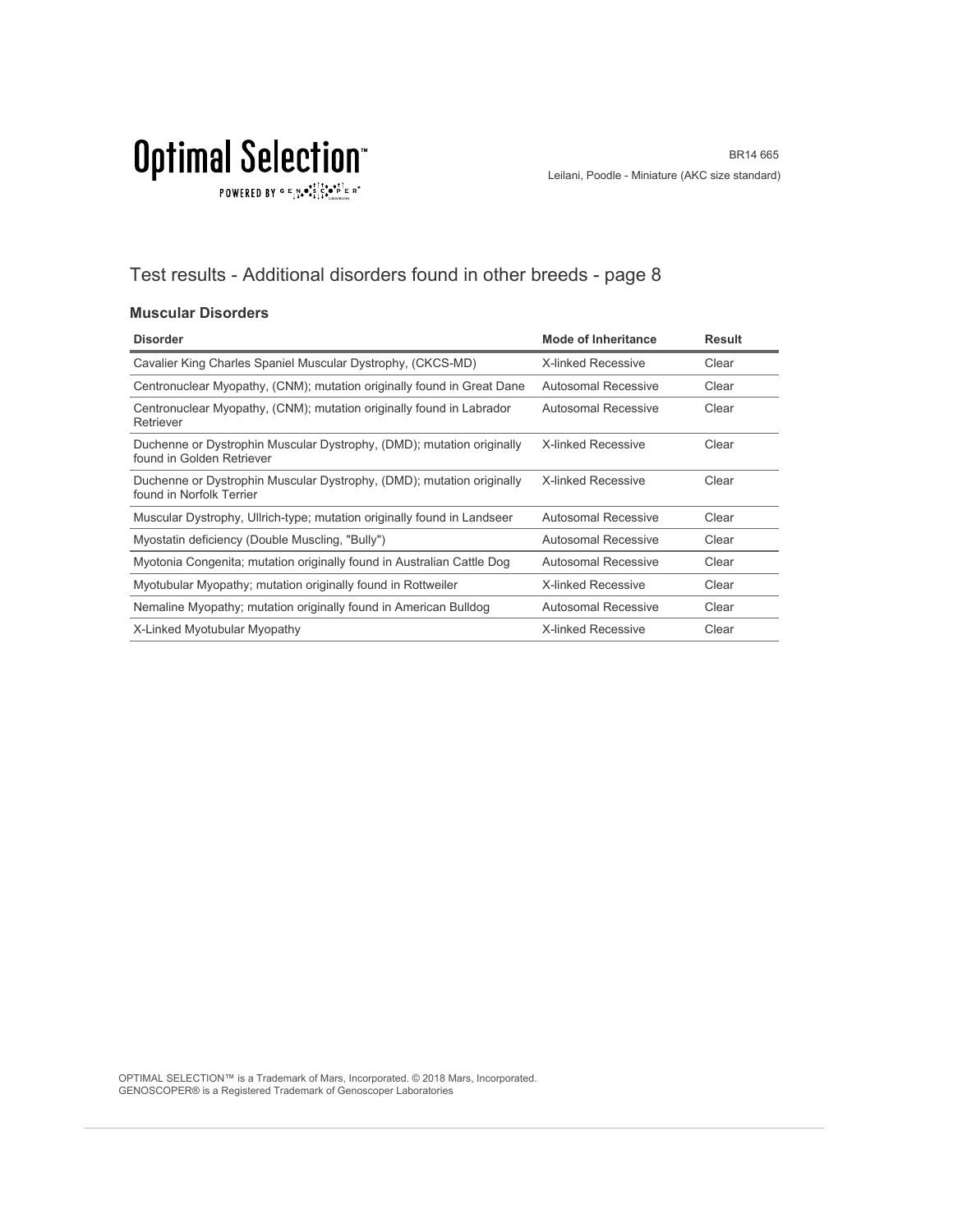# Test results - Additional disorders found in other breeds - page 8

### Muscular Disorders

| Disorder | Mode of Inheritance | Result |
|---|---|---|
| Cavalier King Charles Spaniel Muscular Dystrophy, (CKCS-MD) | X-linked Recessive | Clear |
| Centronuclear Myopathy, (CNM); mutation originally found in Great Dane | Autosomal Recessive | Clear |
| Centronuclear Myopathy, (CNM); mutation originally found in Labrador Retriever | Autosomal Recessive | Clear |
| Duchenne or Dystrophin Muscular Dystrophy, (DMD); mutation originally found in Golden Retriever | X-linked Recessive | Clear |
| Duchenne or Dystrophin Muscular Dystrophy, (DMD); mutation originally found in Norfolk Terrier | X-linked Recessive | Clear |
| Muscular Dystrophy, Ullrich-type; mutation originally found in Landseer | Autosomal Recessive | Clear |
| Myostatin deficiency (Double Muscling, "Bully") | Autosomal Recessive | Clear |
| Myotonia Congenita; mutation originally found in Australian Cattle Dog | Autosomal Recessive | Clear |
| Myotubular Myopathy; mutation originally found in Rottweiler | X-linked Recessive | Clear |
| Nemaline Myopathy; mutation originally found in American Bulldog | Autosomal Recessive | Clear |
| X-Linked Myotubular Myopathy | X-linked Recessive | Clear |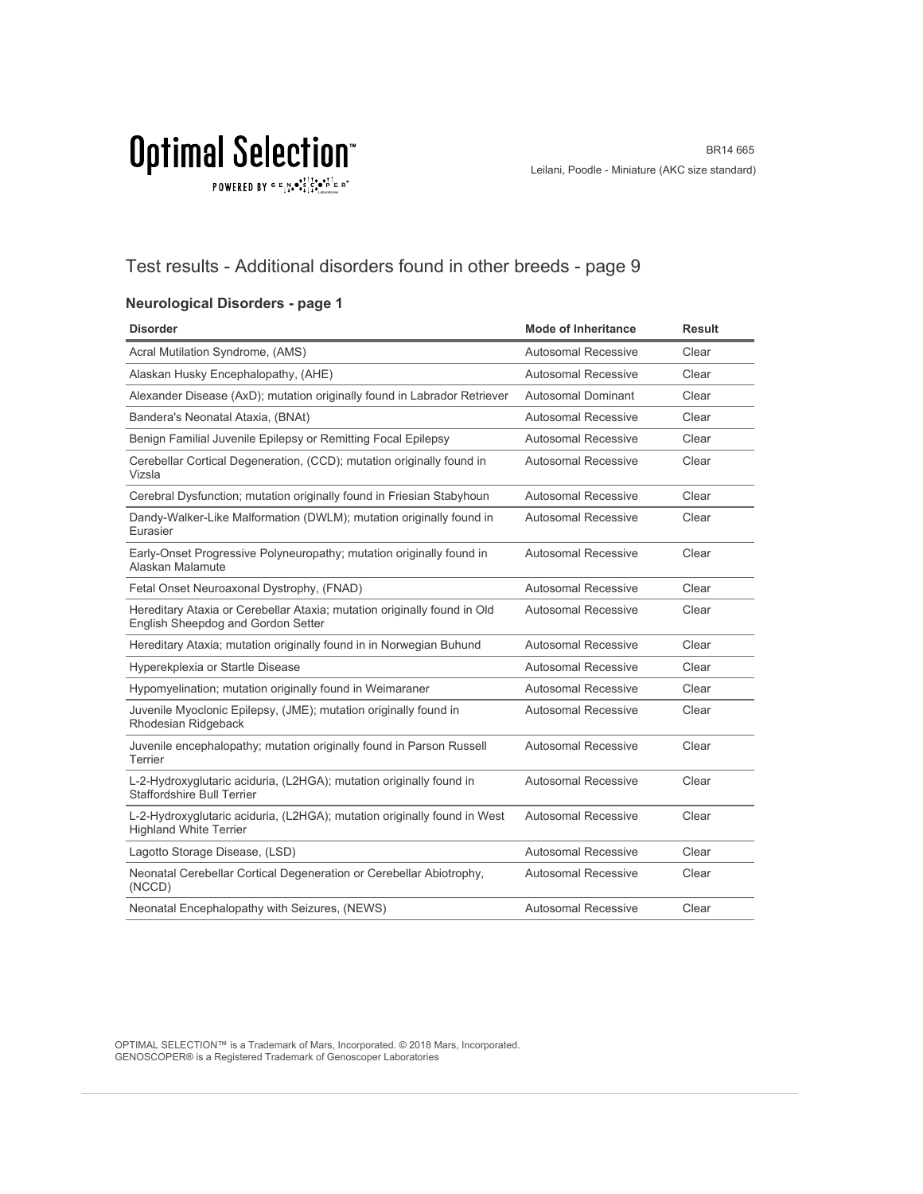# Optimal Selection™

POWERED BY GENOSCOPER®

BR14 665
Leilani, Poodle - Miniature (AKC size standard)

## Test results - Additional disorders found in other breeds - page 9

### Neurological Disorders - page 1

| Disorder | Mode of Inheritance | Result |
|---|---|---|
| Acral Mutilation Syndrome, (AMS) | Autosomal Recessive | Clear |
| Alaskan Husky Encephalopathy, (AHE) | Autosomal Recessive | Clear |
| Alexander Disease (AxD); mutation originally found in Labrador Retriever | Autosomal Dominant | Clear |
| Bandera's Neonatal Ataxia, (BNAt) | Autosomal Recessive | Clear |
| Benign Familial Juvenile Epilepsy or Remitting Focal Epilepsy | Autosomal Recessive | Clear |
| Cerebellar Cortical Degeneration, (CCD); mutation originally found in Vizsla | Autosomal Recessive | Clear |
| Cerebral Dysfunction; mutation originally found in Friesian Stabyhoun | Autosomal Recessive | Clear |
| Dandy-Walker-Like Malformation (DWLM); mutation originally found in Eurasier | Autosomal Recessive | Clear |
| Early-Onset Progressive Polyneuropathy; mutation originally found in Alaskan Malamute | Autosomal Recessive | Clear |
| Fetal Onset Neuroaxonal Dystrophy, (FNAD) | Autosomal Recessive | Clear |
| Hereditary Ataxia or Cerebellar Ataxia; mutation originally found in Old English Sheepdog and Gordon Setter | Autosomal Recessive | Clear |
| Hereditary Ataxia; mutation originally found in in Norwegian Buhund | Autosomal Recessive | Clear |
| Hyperekplexia or Startle Disease | Autosomal Recessive | Clear |
| Hypomyelination; mutation originally found in Weimaraner | Autosomal Recessive | Clear |
| Juvenile Myoclonic Epilepsy, (JME); mutation originally found in Rhodesian Ridgeback | Autosomal Recessive | Clear |
| Juvenile encephalopathy; mutation originally found in Parson Russell Terrier | Autosomal Recessive | Clear |
| L-2-Hydroxyglutaric aciduria, (L2HGA); mutation originally found in Staffordshire Bull Terrier | Autosomal Recessive | Clear |
| L-2-Hydroxyglutaric aciduria, (L2HGA); mutation originally found in West Highland White Terrier | Autosomal Recessive | Clear |
| Lagotto Storage Disease, (LSD) | Autosomal Recessive | Clear |
| Neonatal Cerebellar Cortical Degeneration or Cerebellar Abiotrophy, (NCCD) | Autosomal Recessive | Clear |
| Neonatal Encephalopathy with Seizures, (NEWS) | Autosomal Recessive | Clear |

OPTIMAL SELECTION™ is a Trademark of Mars, Incorporated. © 2018 Mars, Incorporated.
GENOSCOPER® is a Registered Trademark of Genoscoper Laboratories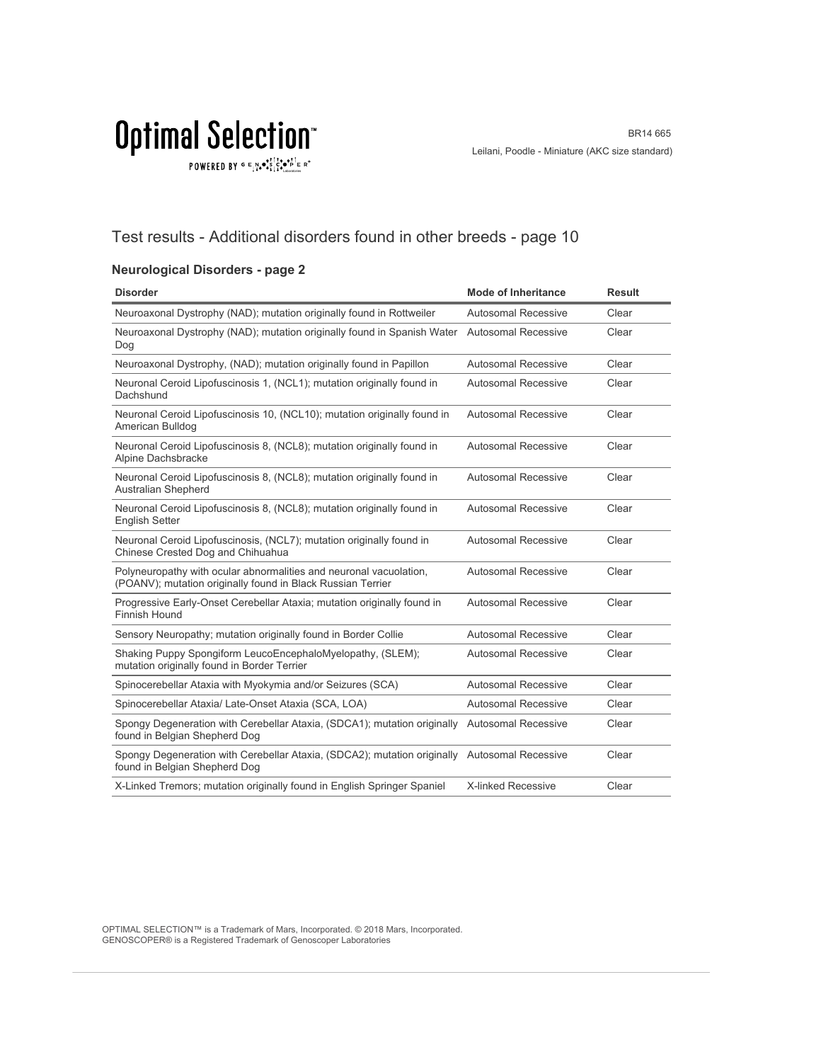## Test results - Additional disorders found in other breeds - page 10

### Neurological Disorders - page 2

| Disorder | Mode of Inheritance | Result |
|---|---|---|
| Neuroaxonal Dystrophy (NAD); mutation originally found in Rottweiler | Autosomal Recessive | Clear |
| Neuroaxonal Dystrophy (NAD); mutation originally found in Spanish Water Dog | Autosomal Recessive | Clear |
| Neuroaxonal Dystrophy, (NAD); mutation originally found in Papillon | Autosomal Recessive | Clear |
| Neuronal Ceroid Lipofuscinosis 1, (NCL1); mutation originally found in Dachshund | Autosomal Recessive | Clear |
| Neuronal Ceroid Lipofuscinosis 10, (NCL10); mutation originally found in American Bulldog | Autosomal Recessive | Clear |
| Neuronal Ceroid Lipofuscinosis 8, (NCL8); mutation originally found in Alpine Dachsbracke | Autosomal Recessive | Clear |
| Neuronal Ceroid Lipofuscinosis 8, (NCL8); mutation originally found in Australian Shepherd | Autosomal Recessive | Clear |
| Neuronal Ceroid Lipofuscinosis 8, (NCL8); mutation originally found in English Setter | Autosomal Recessive | Clear |
| Neuronal Ceroid Lipofuscinosis, (NCL7); mutation originally found in Chinese Crested Dog and Chihuahua | Autosomal Recessive | Clear |
| Polyneuropathy with ocular abnormalities and neuronal vacuolation, (POANV); mutation originally found in Black Russian Terrier | Autosomal Recessive | Clear |
| Progressive Early-Onset Cerebellar Ataxia; mutation originally found in Finnish Hound | Autosomal Recessive | Clear |
| Sensory Neuropathy; mutation originally found in Border Collie | Autosomal Recessive | Clear |
| Shaking Puppy Spongiform LeucoEncephaloMyelopathy, (SLEM); mutation originally found in Border Terrier | Autosomal Recessive | Clear |
| Spinocerebellar Ataxia with Myokymia and/or Seizures (SCA) | Autosomal Recessive | Clear |
| Spinocerebellar Ataxia/ Late-Onset Ataxia (SCA, LOA) | Autosomal Recessive | Clear |
| Spongy Degeneration with Cerebellar Ataxia, (SDCA1); mutation originally found in Belgian Shepherd Dog | Autosomal Recessive | Clear |
| Spongy Degeneration with Cerebellar Ataxia, (SDCA2); mutation originally found in Belgian Shepherd Dog | Autosomal Recessive | Clear |
| X-Linked Tremors; mutation originally found in English Springer Spaniel | X-linked Recessive | Clear |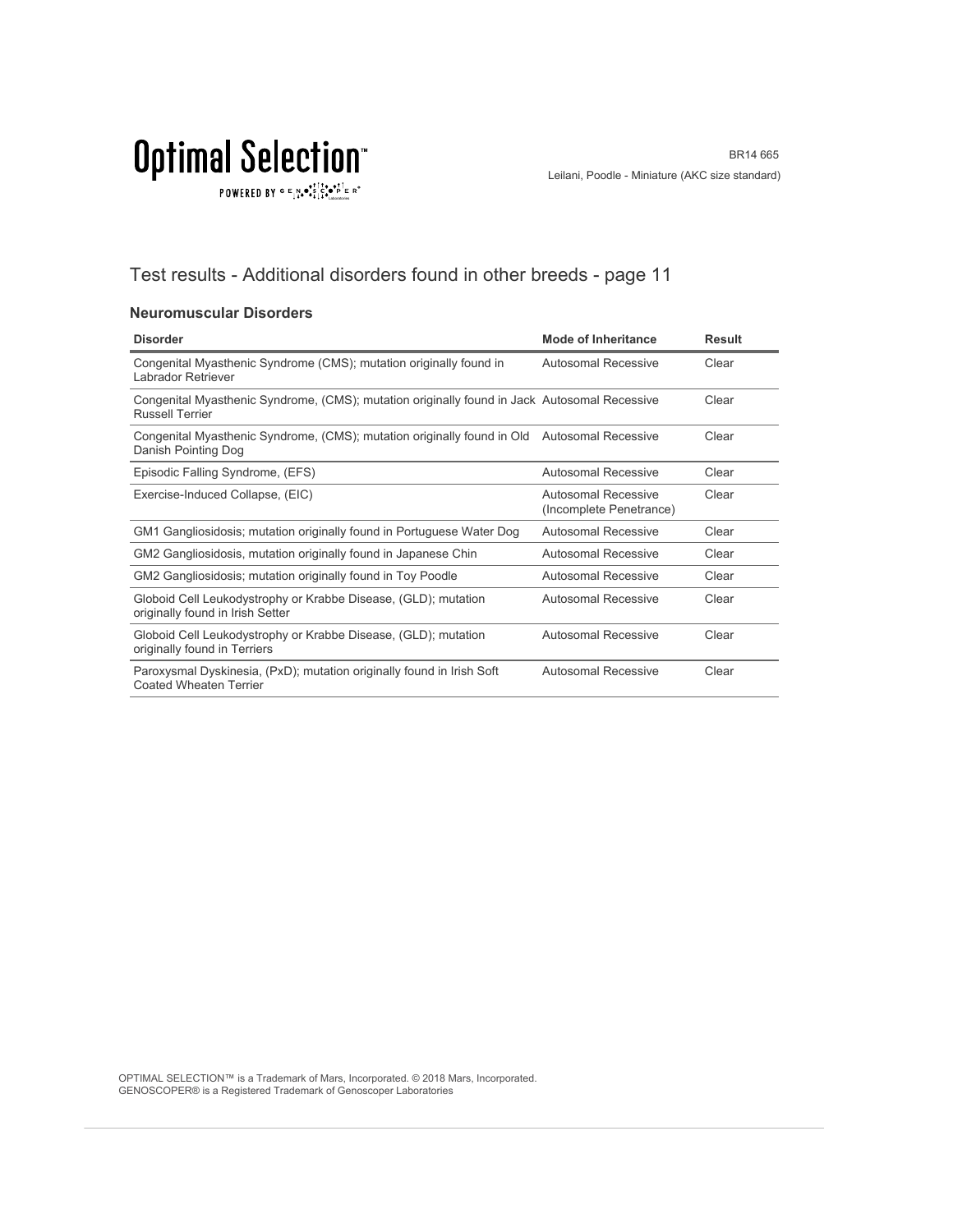## Test results - Additional disorders found in other breeds - page 11

### Neuromuscular Disorders

| Disorder | Mode of Inheritance | Result |
| --- | --- | --- |
| Congenital Myasthenic Syndrome (CMS); mutation originally found in Labrador Retriever | Autosomal Recessive | Clear |
| Congenital Myasthenic Syndrome, (CMS); mutation originally found in Jack Russell Terrier | Autosomal Recessive | Clear |
| Congenital Myasthenic Syndrome, (CMS); mutation originally found in Old Danish Pointing Dog | Autosomal Recessive | Clear |
| Episodic Falling Syndrome, (EFS) | Autosomal Recessive | Clear |
| Exercise-Induced Collapse, (EIC) | Autosomal Recessive (Incomplete Penetrance) | Clear |
| GM1 Gangliosidosis; mutation originally found in Portuguese Water Dog | Autosomal Recessive | Clear |
| GM2 Gangliosidosis, mutation originally found in Japanese Chin | Autosomal Recessive | Clear |
| GM2 Gangliosidosis; mutation originally found in Toy Poodle | Autosomal Recessive | Clear |
| Globoid Cell Leukodystrophy or Krabbe Disease, (GLD); mutation originally found in Irish Setter | Autosomal Recessive | Clear |
| Globoid Cell Leukodystrophy or Krabbe Disease, (GLD); mutation originally found in Terriers | Autosomal Recessive | Clear |
| Paroxysmal Dyskinesia, (PxD); mutation originally found in Irish Soft Coated Wheaten Terrier | Autosomal Recessive | Clear |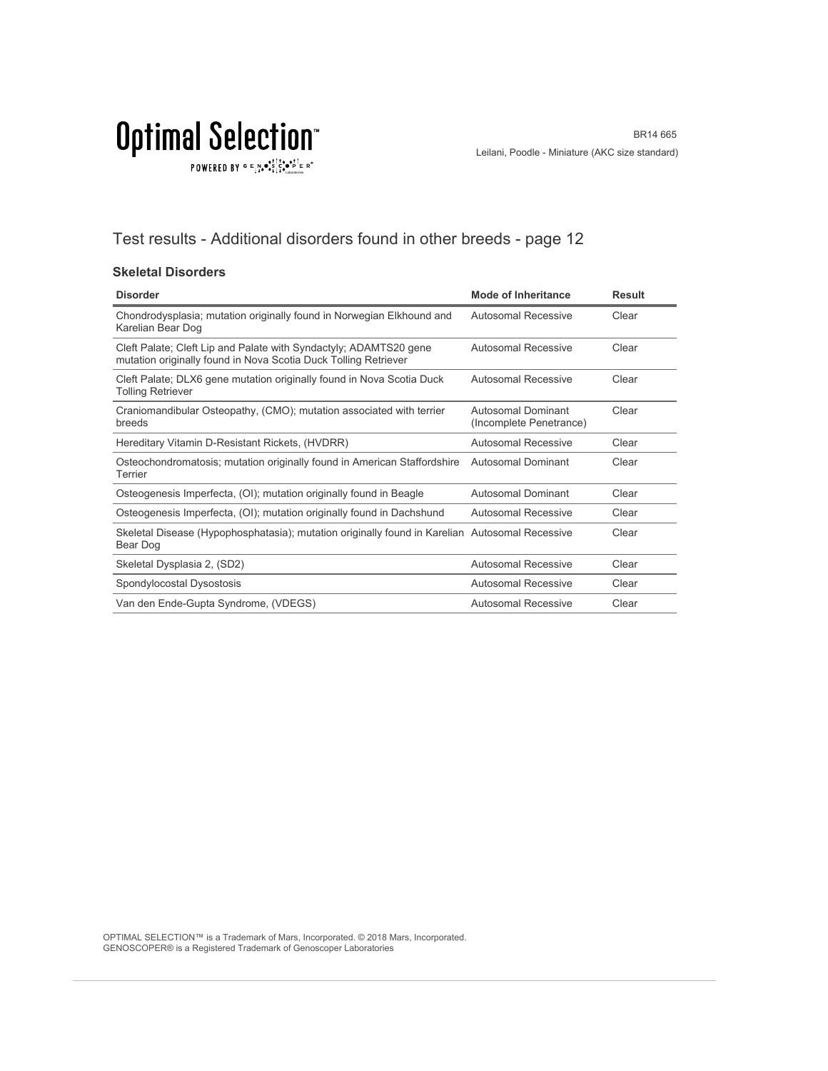# Test results - Additional disorders found in other breeds - page 12

### Skeletal Disorders

| Disorder | Mode of Inheritance | Result |
| --- | --- | --- |
| Chondrodysplasia; mutation originally found in Norwegian Elkhound and Karelian Bear Dog | Autosomal Recessive | Clear |
| Cleft Palate; Cleft Lip and Palate with Syndactyly; ADAMTS20 gene mutation originally found in Nova Scotia Duck Tolling Retriever | Autosomal Recessive | Clear |
| Cleft Palate; DLX6 gene mutation originally found in Nova Scotia Duck Tolling Retriever | Autosomal Recessive | Clear |
| Craniomandibular Osteopathy, (CMO); mutation associated with terrier breeds | Autosomal Dominant (Incomplete Penetrance) | Clear |
| Hereditary Vitamin D-Resistant Rickets, (HVDRR) | Autosomal Recessive | Clear |
| Osteochondromatosis; mutation originally found in American Staffordshire Terrier | Autosomal Dominant | Clear |
| Osteogenesis Imperfecta, (OI); mutation originally found in Beagle | Autosomal Dominant | Clear |
| Osteogenesis Imperfecta, (OI); mutation originally found in Dachshund | Autosomal Recessive | Clear |
| Skeletal Disease (Hypophosphatasia); mutation originally found in Karelian Bear Dog | Autosomal Recessive | Clear |
| Skeletal Dysplasia 2, (SD2) | Autosomal Recessive | Clear |
| Spondylocostal Dysostosis | Autosomal Recessive | Clear |
| Van den Ende-Gupta Syndrome, (VDEGS) | Autosomal Recessive | Clear |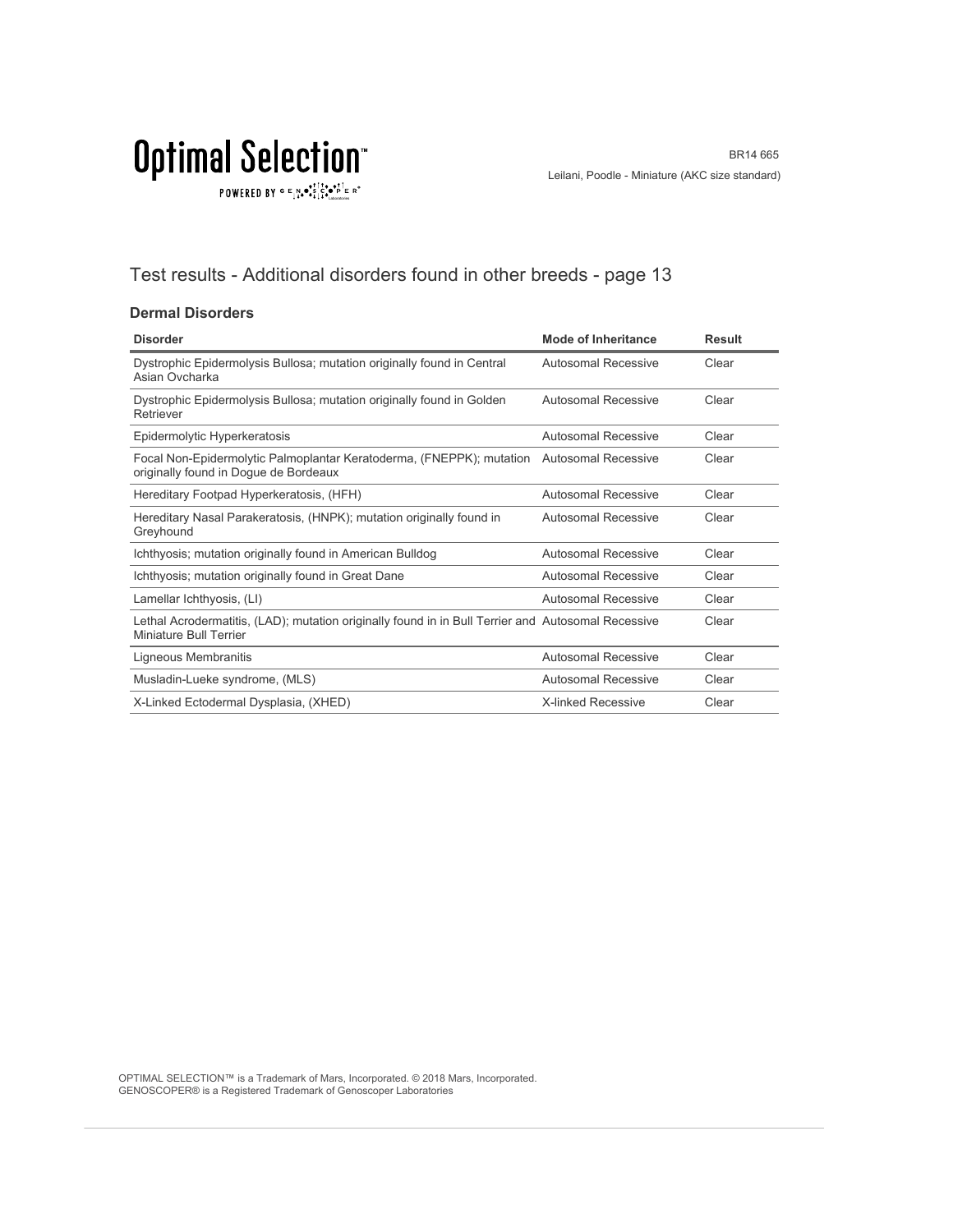# Test results - Additional disorders found in other breeds - page 13

### Dermal Disorders

| Disorder | Mode of Inheritance | Result |
|---|---|---|
| Dystrophic Epidermolysis Bullosa; mutation originally found in Central Asian Ovcharka | Autosomal Recessive | Clear |
| Dystrophic Epidermolysis Bullosa; mutation originally found in Golden Retriever | Autosomal Recessive | Clear |
| Epidermolytic Hyperkeratosis | Autosomal Recessive | Clear |
| Focal Non-Epidermolytic Palmoplantar Keratoderma, (FNEPPK); mutation originally found in Dogue de Bordeaux | Autosomal Recessive | Clear |
| Hereditary Footpad Hyperkeratosis, (HFH) | Autosomal Recessive | Clear |
| Hereditary Nasal Parakeratosis, (HNPK); mutation originally found in Greyhound | Autosomal Recessive | Clear |
| Ichthyosis; mutation originally found in American Bulldog | Autosomal Recessive | Clear |
| Ichthyosis; mutation originally found in Great Dane | Autosomal Recessive | Clear |
| Lamellar Ichthyosis, (LI) | Autosomal Recessive | Clear |
| Lethal Acrodermatitis, (LAD); mutation originally found in in Bull Terrier and Miniature Bull Terrier | Autosomal Recessive | Clear |
| Ligneous Membranitis | Autosomal Recessive | Clear |
| Musladin-Lueke syndrome, (MLS) | Autosomal Recessive | Clear |
| X-Linked Ectodermal Dysplasia, (XHED) | X-linked Recessive | Clear |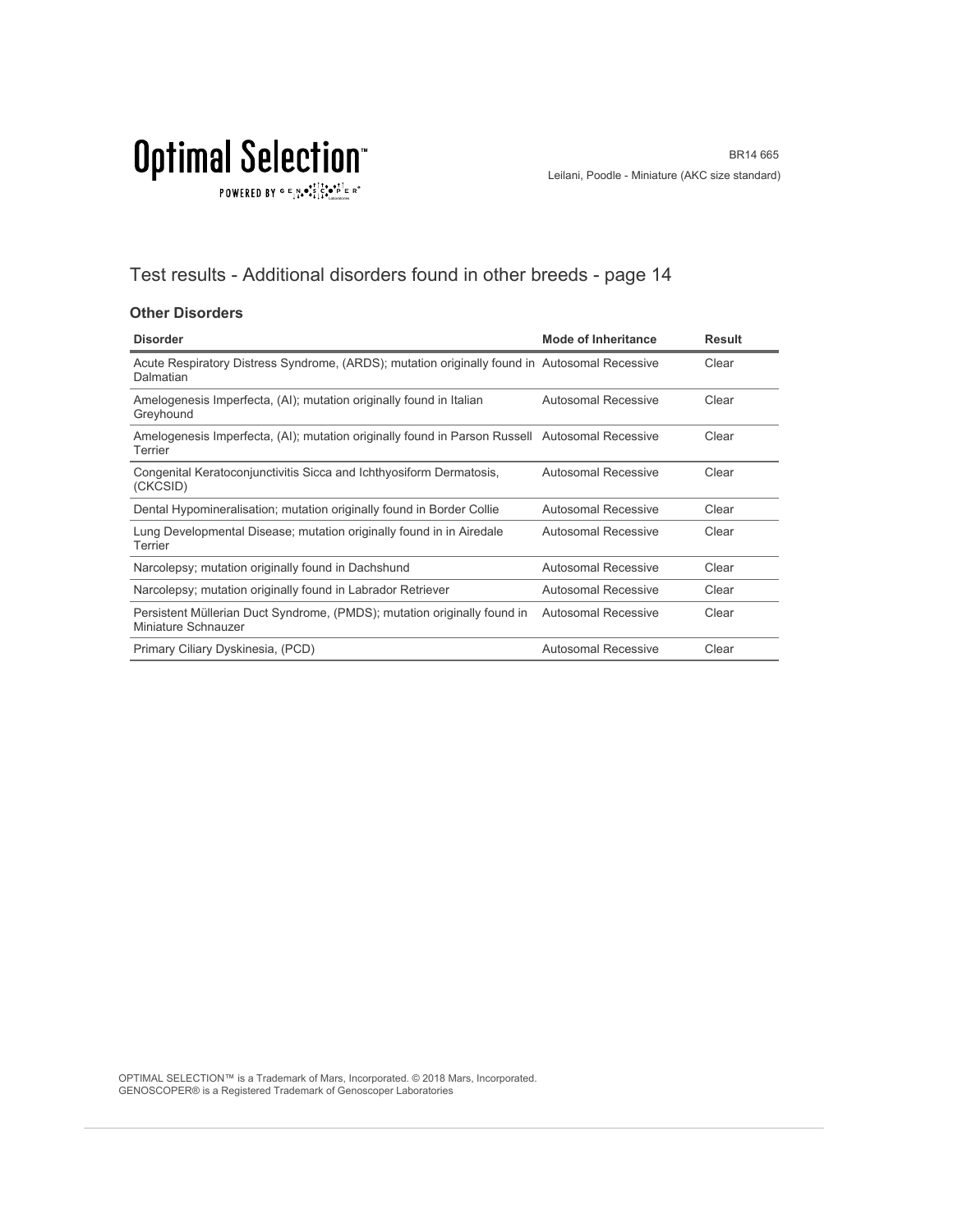## Test results - Additional disorders found in other breeds - page 14

### Other Disorders

| Disorder | Mode of Inheritance | Result |
|---|---|---|
| Acute Respiratory Distress Syndrome, (ARDS); mutation originally found in Dalmatian | Autosomal Recessive | Clear |
| Amelogenesis Imperfecta, (AI); mutation originally found in Italian Greyhound | Autosomal Recessive | Clear |
| Amelogenesis Imperfecta, (AI); mutation originally found in Parson Russell Terrier | Autosomal Recessive | Clear |
| Congenital Keratoconjunctivitis Sicca and Ichthyosiform Dermatosis, (CKCSID) | Autosomal Recessive | Clear |
| Dental Hypomineralisation; mutation originally found in Border Collie | Autosomal Recessive | Clear |
| Lung Developmental Disease; mutation originally found in in Airedale Terrier | Autosomal Recessive | Clear |
| Narcolepsy; mutation originally found in Dachshund | Autosomal Recessive | Clear |
| Narcolepsy; mutation originally found in Labrador Retriever | Autosomal Recessive | Clear |
| Persistent Müllerian Duct Syndrome, (PMDS); mutation originally found in Miniature Schnauzer | Autosomal Recessive | Clear |
| Primary Ciliary Dyskinesia, (PCD) | Autosomal Recessive | Clear |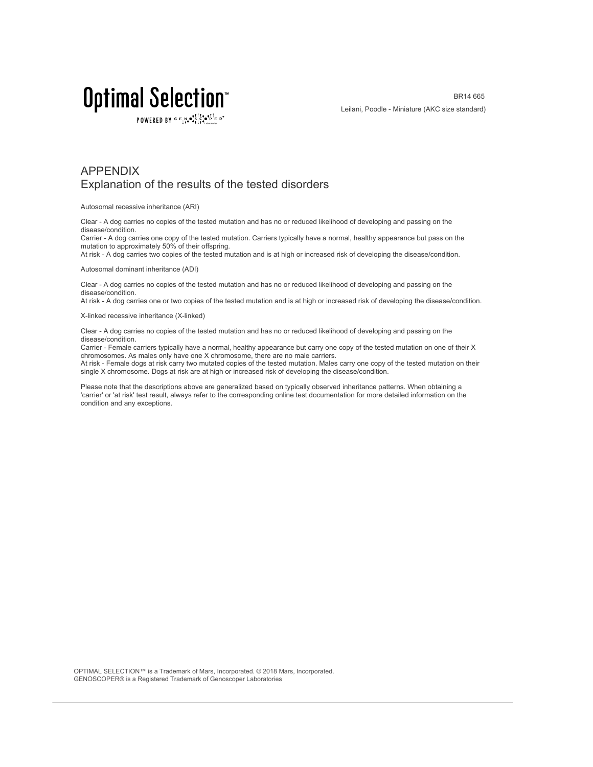# APPENDIX

## Explanation of the results of the tested disorders

Autosomal recessive inheritance (ARI)

Clear - A dog carries no copies of the tested mutation and has no or reduced likelihood of developing and passing on the disease/condition.
Carrier - A dog carries one copy of the tested mutation. Carriers typically have a normal, healthy appearance but pass on the mutation to approximately 50% of their offspring.
At risk - A dog carries two copies of the tested mutation and is at high or increased risk of developing the disease/condition.

Autosomal dominant inheritance (ADI)

Clear - A dog carries no copies of the tested mutation and has no or reduced likelihood of developing and passing on the disease/condition.
At risk - A dog carries one or two copies of the tested mutation and is at high or increased risk of developing the disease/condition.

X-linked recessive inheritance (X-linked)

Clear - A dog carries no copies of the tested mutation and has no or reduced likelihood of developing and passing on the disease/condition.
Carrier - Female carriers typically have a normal, healthy appearance but carry one copy of the tested mutation on one of their X chromosomes. As males only have one X chromosome, there are no male carriers.
At risk - Female dogs at risk carry two mutated copies of the tested mutation. Males carry one copy of the tested mutation on their single X chromosome. Dogs at risk are at high or increased risk of developing the disease/condition.

Please note that the descriptions above are generalized based on typically observed inheritance patterns. When obtaining a 'carrier' or 'at risk' test result, always refer to the corresponding online test documentation for more detailed information on the condition and any exceptions.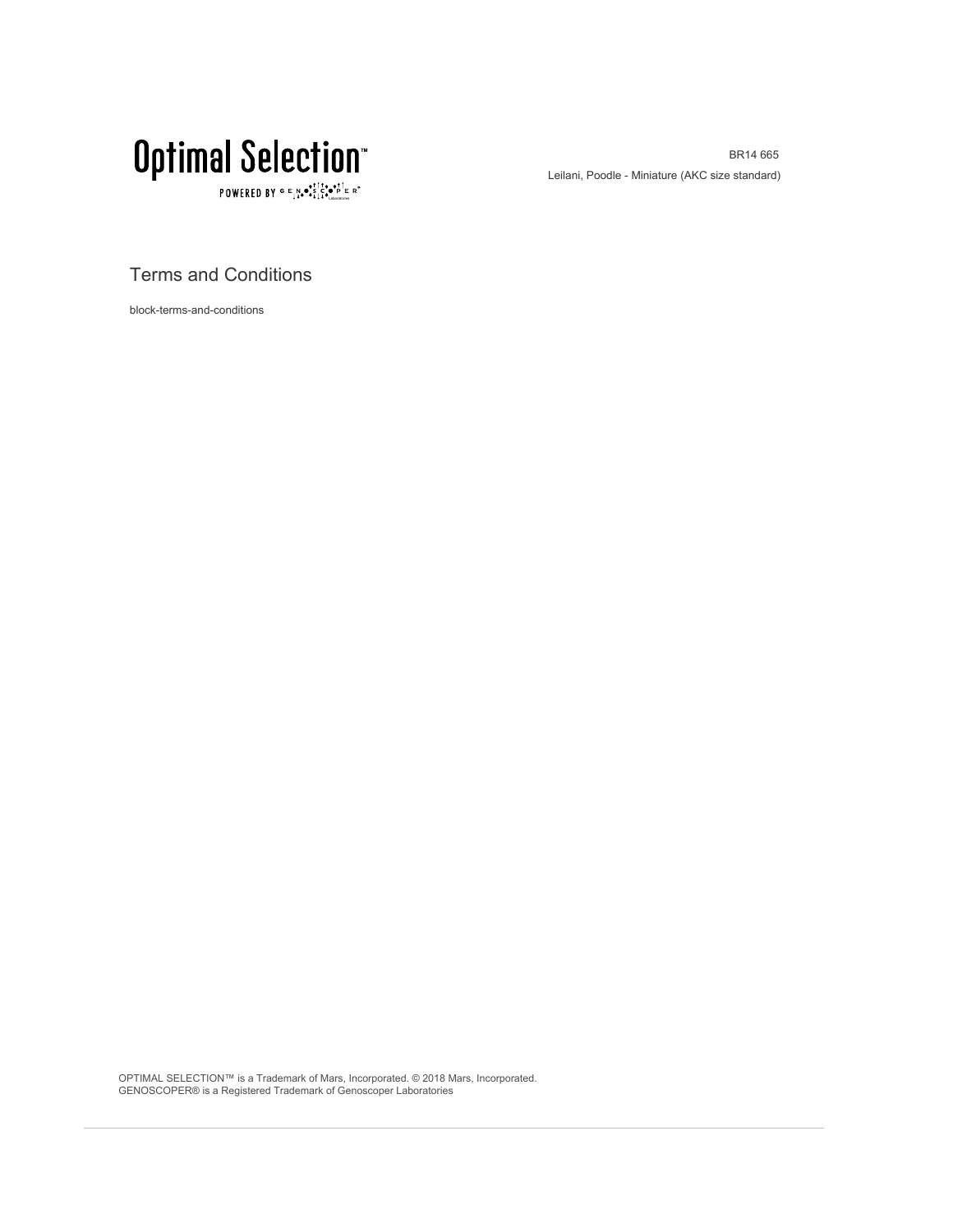## Terms and Conditions

block-terms-and-conditions